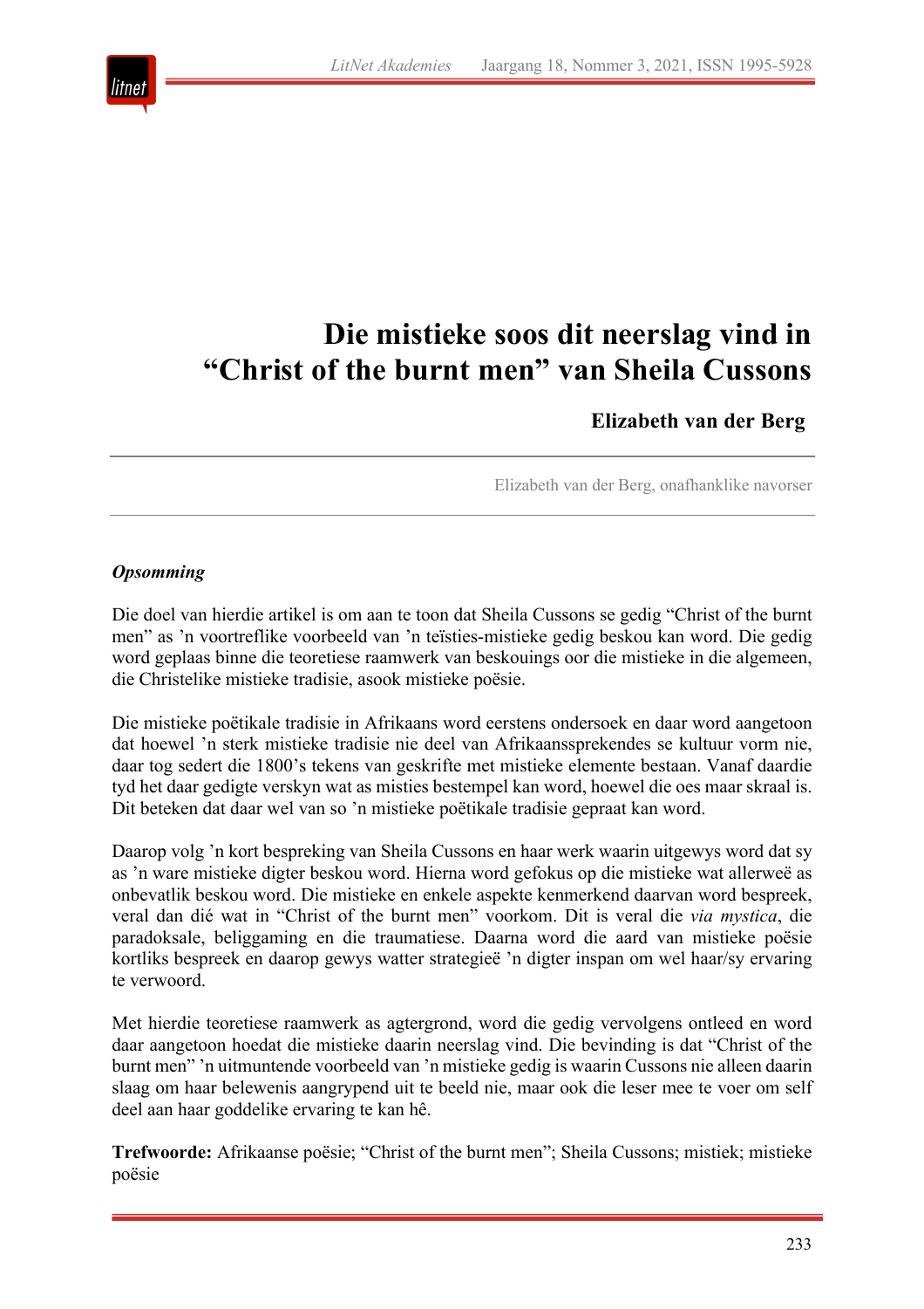# Die mistieke soos dit neerslag vind in "Christ of the burnt men" van Sheila Cussons

**Elizabeth van der Berg**

Elizabeth van der Berg, onafhanklike navorser

***Opsomming***

Die doel van hierdie artikel is om aan te toon dat Sheila Cussons se gedig "Christ of the burnt men" as 'n voortreflike voorbeeld van 'n teïsties-mistieke gedig beskou kan word. Die gedig word geplaas binne die teoretiese raamwerk van beskouings oor die mistieke in die algemeen, die Christelike mistieke tradisie, asook mistieke poësie.

Die mistieke poëtikale tradisie in Afrikaans word eerstens ondersoek en daar word aangetoon dat hoewel 'n sterk mistieke tradisie nie deel van Afrikaanssprekendes se kultuur vorm nie, daar tog sedert die 1800's tekens van geskrifte met mistieke elemente bestaan. Vanaf daardie tyd het daar gedigte verskyn wat as misties bestempel kan word, hoewel die oes maar skraal is. Dit beteken dat daar wel van so 'n mistieke poëtikale tradisie gepraat kan word.

Daarop volg 'n kort bespreking van Sheila Cussons en haar werk waarin uitgewys word dat sy as 'n ware mistieke digter beskou word. Hierna word gefokus op die mistieke wat allerweë as onbevatlik beskou word. Die mistieke en enkele aspekte kenmerkend daarvan word bespreek, veral dan dié wat in "Christ of the burnt men" voorkom. Dit is veral die *via mystica*, die paradoksale, beliggaming en die traumatiese. Daarna word die aard van mistieke poësie kortliks bespreek en daarop gewys watter strategieë 'n digter inspan om wel haar/sy ervaring te verwoord.

Met hierdie teoretiese raamwerk as agtergrond, word die gedig vervolgens ontleed en word daar aangetoon hoedat die mistieke daarin neerslag vind. Die bevinding is dat "Christ of the burnt men" 'n uitmuntende voorbeeld van 'n mistieke gedig is waarin Cussons nie alleen daarin slaag om haar belewenis aangrypend uit te beeld nie, maar ook die leser mee te voer om self deel aan haar goddelike ervaring te kan hê.

**Trefwoorde:** Afrikaanse poësie; "Christ of the burnt men"; Sheila Cussons; mistiek; mistieke poësie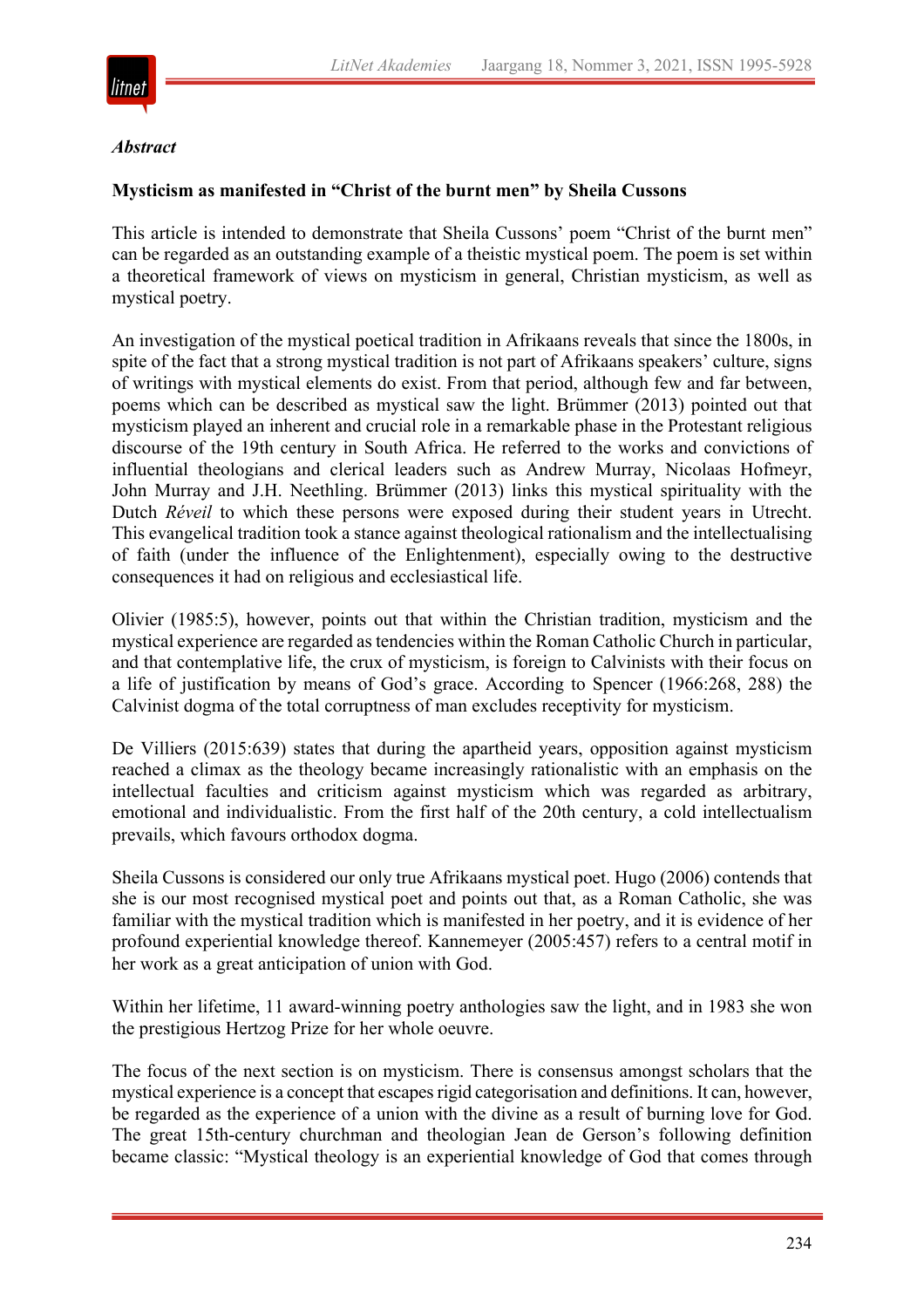*Abstract*

**Mysticism as manifested in "Christ of the burnt men" by Sheila Cussons**

This article is intended to demonstrate that Sheila Cussons' poem "Christ of the burnt men" can be regarded as an outstanding example of a theistic mystical poem. The poem is set within a theoretical framework of views on mysticism in general, Christian mysticism, as well as mystical poetry.

An investigation of the mystical poetical tradition in Afrikaans reveals that since the 1800s, in spite of the fact that a strong mystical tradition is not part of Afrikaans speakers' culture, signs of writings with mystical elements do exist. From that period, although few and far between, poems which can be described as mystical saw the light. Brümmer (2013) pointed out that mysticism played an inherent and crucial role in a remarkable phase in the Protestant religious discourse of the 19th century in South Africa. He referred to the works and convictions of influential theologians and clerical leaders such as Andrew Murray, Nicolaas Hofmeyr, John Murray and J.H. Neethling. Brümmer (2013) links this mystical spirituality with the Dutch *Réveil* to which these persons were exposed during their student years in Utrecht. This evangelical tradition took a stance against theological rationalism and the intellectualising of faith (under the influence of the Enlightenment), especially owing to the destructive consequences it had on religious and ecclesiastical life.

Olivier (1985:5), however, points out that within the Christian tradition, mysticism and the mystical experience are regarded as tendencies within the Roman Catholic Church in particular, and that contemplative life, the crux of mysticism, is foreign to Calvinists with their focus on a life of justification by means of God's grace. According to Spencer (1966:268, 288) the Calvinist dogma of the total corruptness of man excludes receptivity for mysticism.

De Villiers (2015:639) states that during the apartheid years, opposition against mysticism reached a climax as the theology became increasingly rationalistic with an emphasis on the intellectual faculties and criticism against mysticism which was regarded as arbitrary, emotional and individualistic. From the first half of the 20th century, a cold intellectualism prevails, which favours orthodox dogma.

Sheila Cussons is considered our only true Afrikaans mystical poet. Hugo (2006) contends that she is our most recognised mystical poet and points out that, as a Roman Catholic, she was familiar with the mystical tradition which is manifested in her poetry, and it is evidence of her profound experiential knowledge thereof. Kannemeyer (2005:457) refers to a central motif in her work as a great anticipation of union with God.

Within her lifetime, 11 award-winning poetry anthologies saw the light, and in 1983 she won the prestigious Hertzog Prize for her whole oeuvre.

The focus of the next section is on mysticism. There is consensus amongst scholars that the mystical experience is a concept that escapes rigid categorisation and definitions. It can, however, be regarded as the experience of a union with the divine as a result of burning love for God. The great 15th-century churchman and theologian Jean de Gerson's following definition became classic: "Mystical theology is an experiential knowledge of God that comes through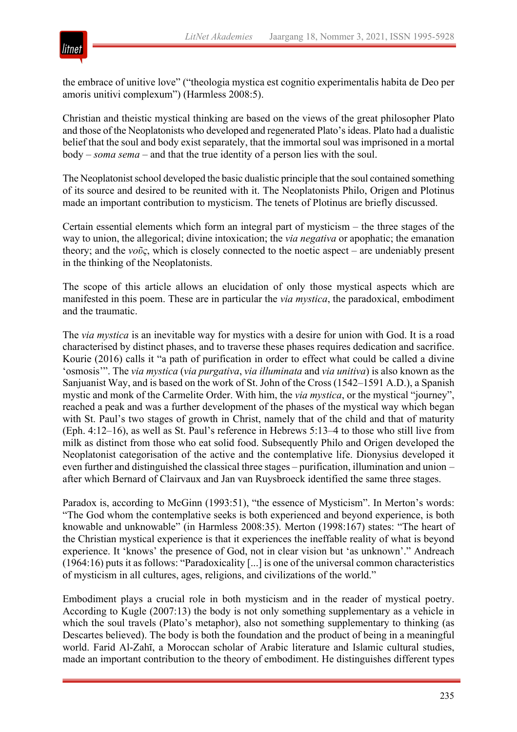the embrace of unitive love" ("theologia mystica est cognitio experimentalis habita de Deo per amoris unitivi complexum") (Harmless 2008:5).

Christian and theistic mystical thinking are based on the views of the great philosopher Plato and those of the Neoplatonists who developed and regenerated Plato's ideas. Plato had a dualistic belief that the soul and body exist separately, that the immortal soul was imprisoned in a mortal body – *soma sema* – and that the true identity of a person lies with the soul.

The Neoplatonist school developed the basic dualistic principle that the soul contained something of its source and desired to be reunited with it. The Neoplatonists Philo, Origen and Plotinus made an important contribution to mysticism. The tenets of Plotinus are briefly discussed.

Certain essential elements which form an integral part of mysticism – the three stages of the way to union, the allegorical; divine intoxication; the *via negativa* or apophatic; the emanation theory; and the *νοῦς*, which is closely connected to the noetic aspect – are undeniably present in the thinking of the Neoplatonists.

The scope of this article allows an elucidation of only those mystical aspects which are manifested in this poem. These are in particular the *via mystica*, the paradoxical, embodiment and the traumatic.

The *via mystica* is an inevitable way for mystics with a desire for union with God. It is a road characterised by distinct phases, and to traverse these phases requires dedication and sacrifice. Kourie (2016) calls it "a path of purification in order to effect what could be called a divine 'osmosis'". The *via mystica* (*via purgativa*, *via illuminata* and *via unitiva*) is also known as the Sanjuanist Way, and is based on the work of St. John of the Cross (1542–1591 A.D.), a Spanish mystic and monk of the Carmelite Order. With him, the *via mystica*, or the mystical "journey", reached a peak and was a further development of the phases of the mystical way which began with St. Paul's two stages of growth in Christ, namely that of the child and that of maturity (Eph. 4:12–16), as well as St. Paul's reference in Hebrews 5:13–4 to those who still live from milk as distinct from those who eat solid food. Subsequently Philo and Origen developed the Neoplatonist categorisation of the active and the contemplative life. Dionysius developed it even further and distinguished the classical three stages – purification, illumination and union – after which Bernard of Clairvaux and Jan van Ruysbroeck identified the same three stages.

Paradox is, according to McGinn (1993:51), "the essence of Mysticism". In Merton's words: "The God whom the contemplative seeks is both experienced and beyond experience, is both knowable and unknowable" (in Harmless 2008:35). Merton (1998:167) states: "The heart of the Christian mystical experience is that it experiences the ineffable reality of what is beyond experience. It 'knows' the presence of God, not in clear vision but 'as unknown'." Andreach (1964:16) puts it as follows: "Paradoxicality [...] is one of the universal common characteristics of mysticism in all cultures, ages, religions, and civilizations of the world."

Embodiment plays a crucial role in both mysticism and in the reader of mystical poetry. According to Kugle (2007:13) the body is not only something supplementary as a vehicle in which the soul travels (Plato's metaphor), also not something supplementary to thinking (as Descartes believed). The body is both the foundation and the product of being in a meaningful world. Farid Al-Zahī, a Moroccan scholar of Arabic literature and Islamic cultural studies, made an important contribution to the theory of embodiment. He distinguishes different types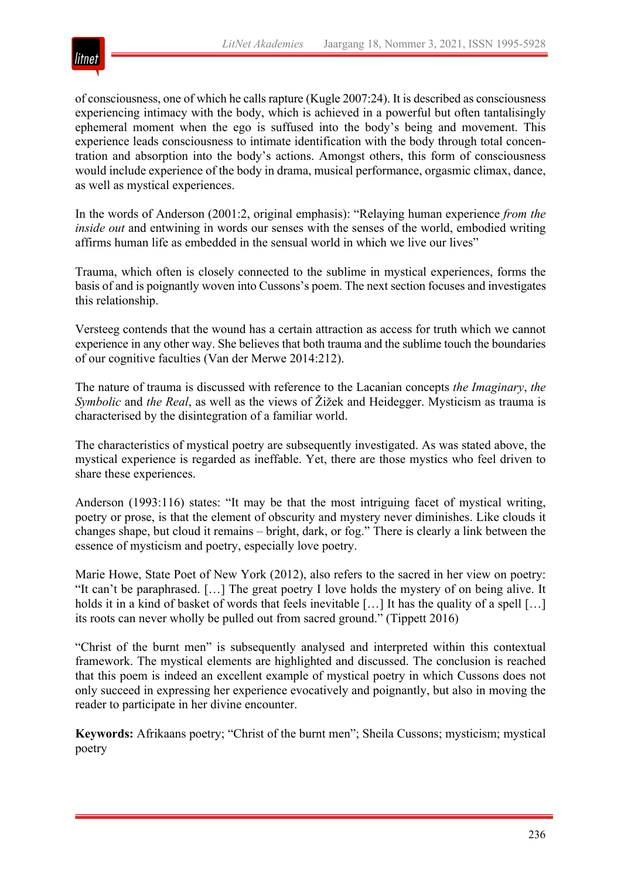of consciousness, one of which he calls rapture (Kugle 2007:24). It is described as consciousness experiencing intimacy with the body, which is achieved in a powerful but often tantalisingly ephemeral moment when the ego is suffused into the body's being and movement. This experience leads consciousness to intimate identification with the body through total concentration and absorption into the body's actions. Amongst others, this form of consciousness would include experience of the body in drama, musical performance, orgasmic climax, dance, as well as mystical experiences.

In the words of Anderson (2001:2, original emphasis): "Relaying human experience *from the inside out* and entwining in words our senses with the senses of the world, embodied writing affirms human life as embedded in the sensual world in which we live our lives"

Trauma, which often is closely connected to the sublime in mystical experiences, forms the basis of and is poignantly woven into Cussons's poem. The next section focuses and investigates this relationship.

Versteeg contends that the wound has a certain attraction as access for truth which we cannot experience in any other way. She believes that both trauma and the sublime touch the boundaries of our cognitive faculties (Van der Merwe 2014:212).

The nature of trauma is discussed with reference to the Lacanian concepts *the Imaginary*, *the Symbolic* and *the Real*, as well as the views of Žižek and Heidegger. Mysticism as trauma is characterised by the disintegration of a familiar world.

The characteristics of mystical poetry are subsequently investigated. As was stated above, the mystical experience is regarded as ineffable. Yet, there are those mystics who feel driven to share these experiences.

Anderson (1993:116) states: "It may be that the most intriguing facet of mystical writing, poetry or prose, is that the element of obscurity and mystery never diminishes. Like clouds it changes shape, but cloud it remains – bright, dark, or fog." There is clearly a link between the essence of mysticism and poetry, especially love poetry.

Marie Howe, State Poet of New York (2012), also refers to the sacred in her view on poetry: "It can't be paraphrased. […] The great poetry I love holds the mystery of on being alive. It holds it in a kind of basket of words that feels inevitable […] It has the quality of a spell […] its roots can never wholly be pulled out from sacred ground." (Tippett 2016)

"Christ of the burnt men" is subsequently analysed and interpreted within this contextual framework. The mystical elements are highlighted and discussed. The conclusion is reached that this poem is indeed an excellent example of mystical poetry in which Cussons does not only succeed in expressing her experience evocatively and poignantly, but also in moving the reader to participate in her divine encounter.

**Keywords:** Afrikaans poetry; "Christ of the burnt men"; Sheila Cussons; mysticism; mystical poetry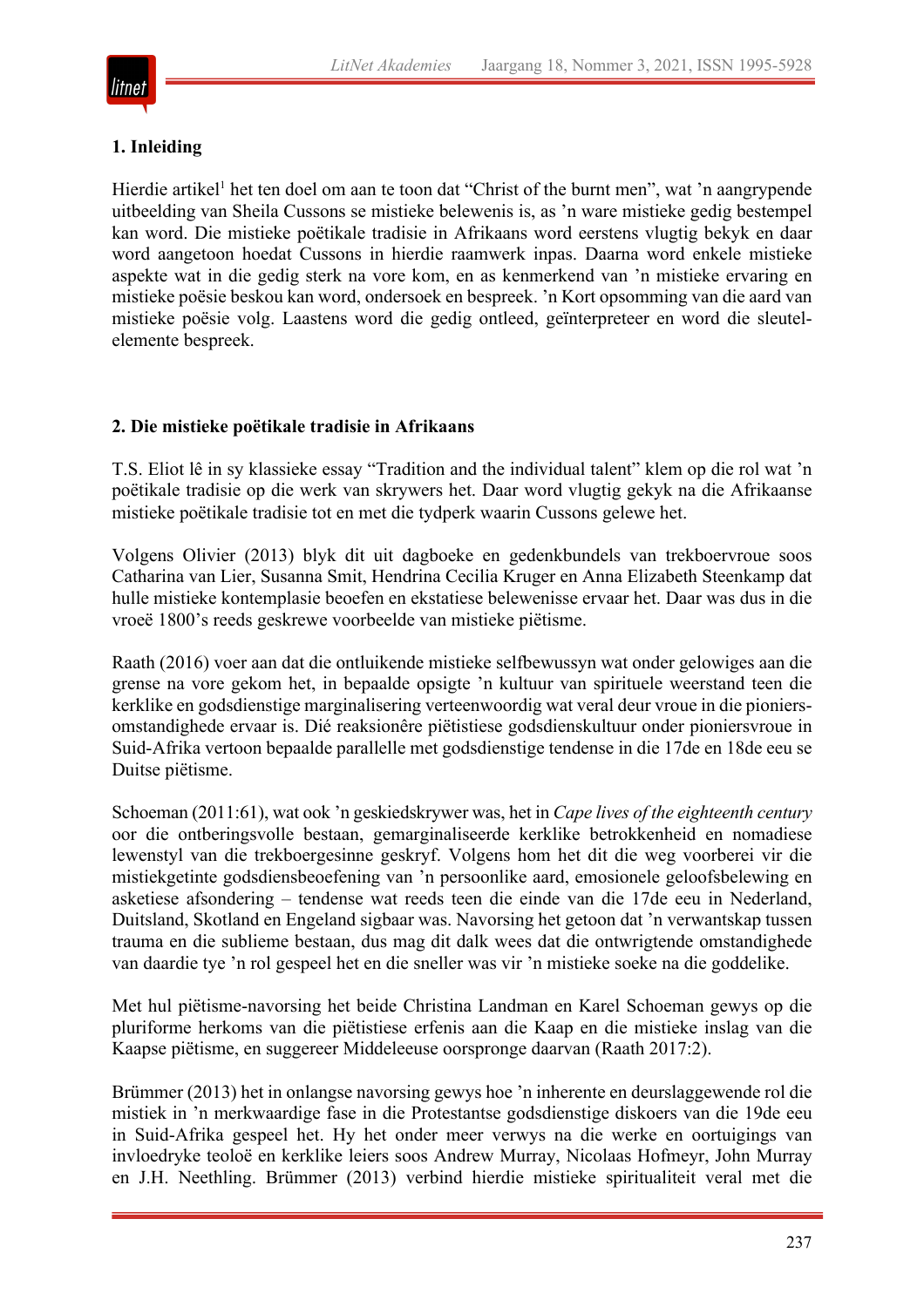## 1. Inleiding

Hierdie artikel[1] het ten doel om aan te toon dat "Christ of the burnt men", wat 'n aangrypende uitbeelding van Sheila Cussons se mistieke belewenis is, as 'n ware mistieke gedig bestempel kan word. Die mistieke poëtikale tradisie in Afrikaans word eerstens vlugtig bekyk en daar word aangetoon hoedat Cussons in hierdie raamwerk inpas. Daarna word enkele mistieke aspekte wat in die gedig sterk na vore kom, en as kenmerkend van 'n mistieke ervaring en mistieke poësie beskou kan word, ondersoek en bespreek. 'n Kort opsomming van die aard van mistieke poësie volg. Laastens word die gedig ontleed, geïnterpreteer en word die sleutel-elemente bespreek.

## 2. Die mistieke poëtikale tradisie in Afrikaans

T.S. Eliot lê in sy klassieke essay "Tradition and the individual talent" klem op die rol wat 'n poëtikale tradisie op die werk van skrywers het. Daar word vlugtig gekyk na die Afrikaanse mistieke poëtikale tradisie tot en met die tydperk waarin Cussons gelewe het.

Volgens Olivier (2013) blyk dit uit dagboeke en gedenkbundels van trekboervroue soos Catharina van Lier, Susanna Smit, Hendrina Cecilia Kruger en Anna Elizabeth Steenkamp dat hulle mistieke kontemplasie beoefen en ekstatiese belewenisse ervaar het. Daar was dus in die vroeë 1800's reeds geskrewe voorbeelde van mistieke piëtisme.

Raath (2016) voer aan dat die ontluikende mistieke selfbewussyn wat onder gelowiges aan die grense na vore gekom het, in bepaalde opsigte 'n kultuur van spirituele weerstand teen die kerklike en godsdienstige marginalisering verteenwoordig wat veral deur vroue in die pioniers-omstandighede ervaar is. Dié reaksionêre piëtistiese godsdienskultuur onder pioniersvroue in Suid-Afrika vertoon bepaalde parallelle met godsdienstige tendense in die 17de en 18de eeu se Duitse piëtisme.

Schoeman (2011:61), wat ook 'n geskiedskrywer was, het in *Cape lives of the eighteenth century* oor die ontberingsvolle bestaan, gemarginaliseerde kerklike betrokkenheid en nomadiese lewenstyl van die trekboergesinne geskryf. Volgens hom het dit die weg voorberei vir die mistiekgetinte godsdiensbeoefening van 'n persoonlike aard, emosionele geloofsbelewing en asketiese afsondering – tendense wat reeds teen die einde van die 17de eeu in Nederland, Duitsland, Skotland en Engeland sigbaar was. Navorsing het getoon dat 'n verwantskap tussen trauma en die sublieme bestaan, dus mag dit dalk wees dat die ontwrigtende omstandighede van daardie tye 'n rol gespeel het en die sneller was vir 'n mistieke soeke na die goddelike.

Met hul piëtisme-navorsing het beide Christina Landman en Karel Schoeman gewys op die pluriforme herkoms van die piëtistiese erfenis aan die Kaap en die mistieke inslag van die Kaapse piëtisme, en suggereer Middeleeuse oorspronge daarvan (Raath 2017:2).

Brümmer (2013) het in onlangse navorsing gewys hoe 'n inherente en deurslaggewende rol die mistiek in 'n merkwaardige fase in die Protestantse godsdienstige diskoers van die 19de eeu in Suid-Afrika gespeel het. Hy het onder meer verwys na die werke en oortuigings van invloedryke teoloë en kerklike leiers soos Andrew Murray, Nicolaas Hofmeyr, John Murray en J.H. Neethling. Brümmer (2013) verbind hierdie mistieke spiritualiteit veral met die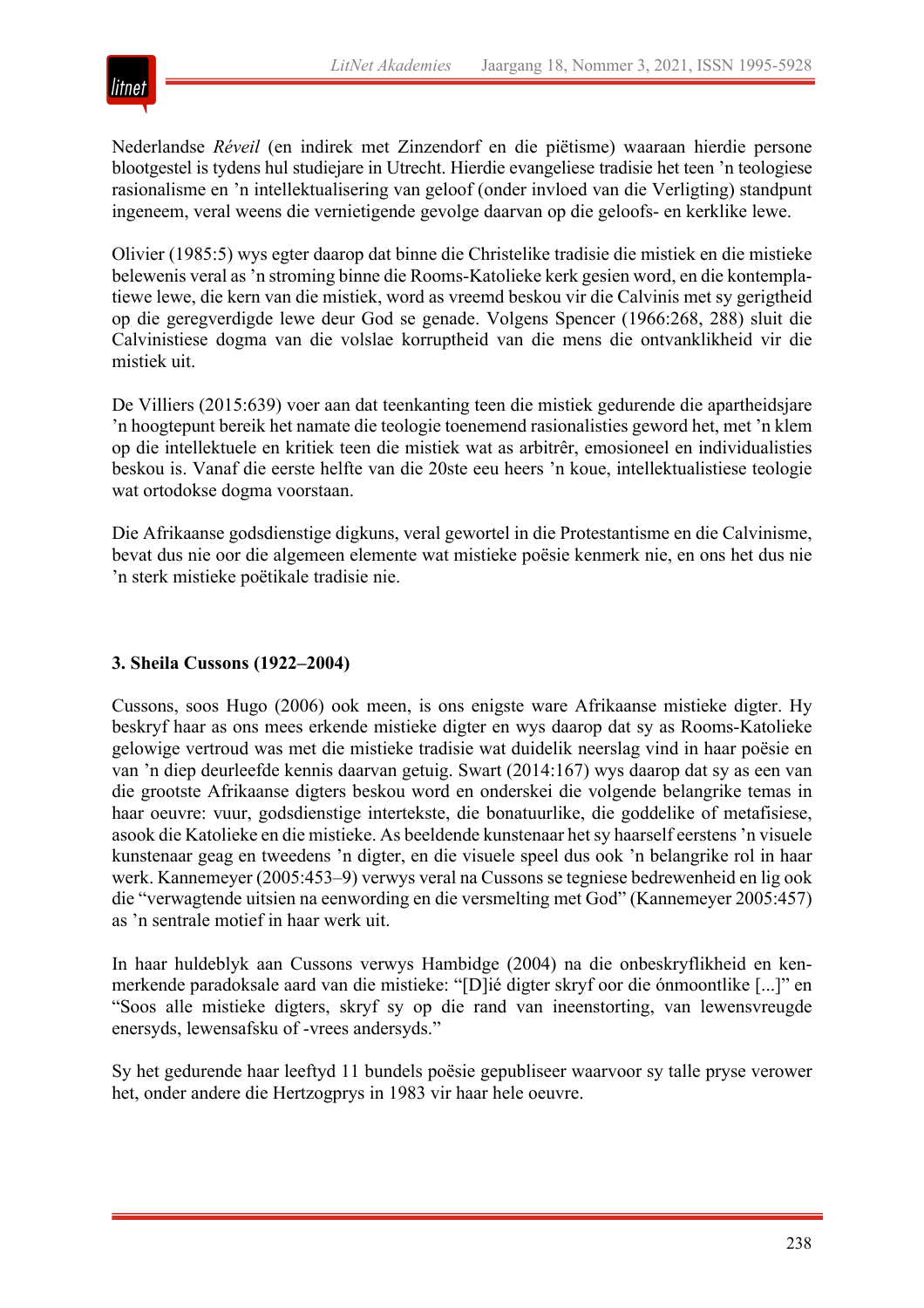Nederlandse *Réveil* (en indirek met Zinzendorf en die piëtisme) waaraan hierdie persone blootgestel is tydens hul studiejare in Utrecht. Hierdie evangeliese tradisie het teen 'n teologiese rasionalisme en 'n intellektualisering van geloof (onder invloed van die Verligting) standpunt ingeneem, veral weens die vernietigende gevolge daarvan op die geloofs- en kerklike lewe.

Olivier (1985:5) wys egter daarop dat binne die Christelike tradisie die mistiek en die mistieke belewenis veral as 'n stroming binne die Rooms-Katolieke kerk gesien word, en die kontemplatiewe lewe, die kern van die mistiek, word as vreemd beskou vir die Calvinis met sy gerigtheid op die geregverdigde lewe deur God se genade. Volgens Spencer (1966:268, 288) sluit die Calvinistiese dogma van die volslae korruptheid van die mens die ontvanklikheid vir die mistiek uit.

De Villiers (2015:639) voer aan dat teenkanting teen die mistiek gedurende die apartheidsjare 'n hoogtepunt bereik het namate die teologie toenemend rasionalisties geword het, met 'n klem op die intellektuele en kritiek teen die mistiek wat as arbitrêr, emosioneel en individualisties beskou is. Vanaf die eerste helfte van die 20ste eeu heers 'n koue, intellektualistiese teologie wat ortodokse dogma voorstaan.

Die Afrikaanse godsdienstige digkuns, veral gewortel in die Protestantisme en die Calvinisme, bevat dus nie oor die algemeen elemente wat mistieke poësie kenmerk nie, en ons het dus nie 'n sterk mistieke poëtikale tradisie nie.

## 3. Sheila Cussons (1922–2004)

Cussons, soos Hugo (2006) ook meen, is ons enigste ware Afrikaanse mistieke digter. Hy beskryf haar as ons mees erkende mistieke digter en wys daarop dat sy as Rooms-Katolieke gelowige vertroud was met die mistieke tradisie wat duidelik neerslag vind in haar poësie en van 'n diep deurleefde kennis daarvan getuig. Swart (2014:167) wys daarop dat sy as een van die grootste Afrikaanse digters beskou word en onderskei die volgende belangrike temas in haar oeuvre: vuur, godsdienstige intertekste, die bonatuurlike, die goddelike of metafisiese, asook die Katolieke en die mistieke. As beeldende kunstenaar het sy haarself eerstens 'n visuele kunstenaar geag en tweedens 'n digter, en die visuele speel dus ook 'n belangrike rol in haar werk. Kannemeyer (2005:453–9) verwys veral na Cussons se tegniese bedrewenheid en lig ook die "verwagtende uitsien na eenwording en die versmelting met God" (Kannemeyer 2005:457) as 'n sentrale motief in haar werk uit.

In haar huldeblyk aan Cussons verwys Hambidge (2004) na die onbeskryflikheid en kenmerkende paradoksale aard van die mistieke: "[D]ié digter skryf oor die ónmoontlike [...]" en "Soos alle mistieke digters, skryf sy op die rand van ineenstorting, van lewensvreugde enersyds, lewensafsku of -vrees andersyds."

Sy het gedurende haar leeftyd 11 bundels poësie gepubliseer waarvoor sy talle pryse verower het, onder andere die Hertzogprys in 1983 vir haar hele oeuvre.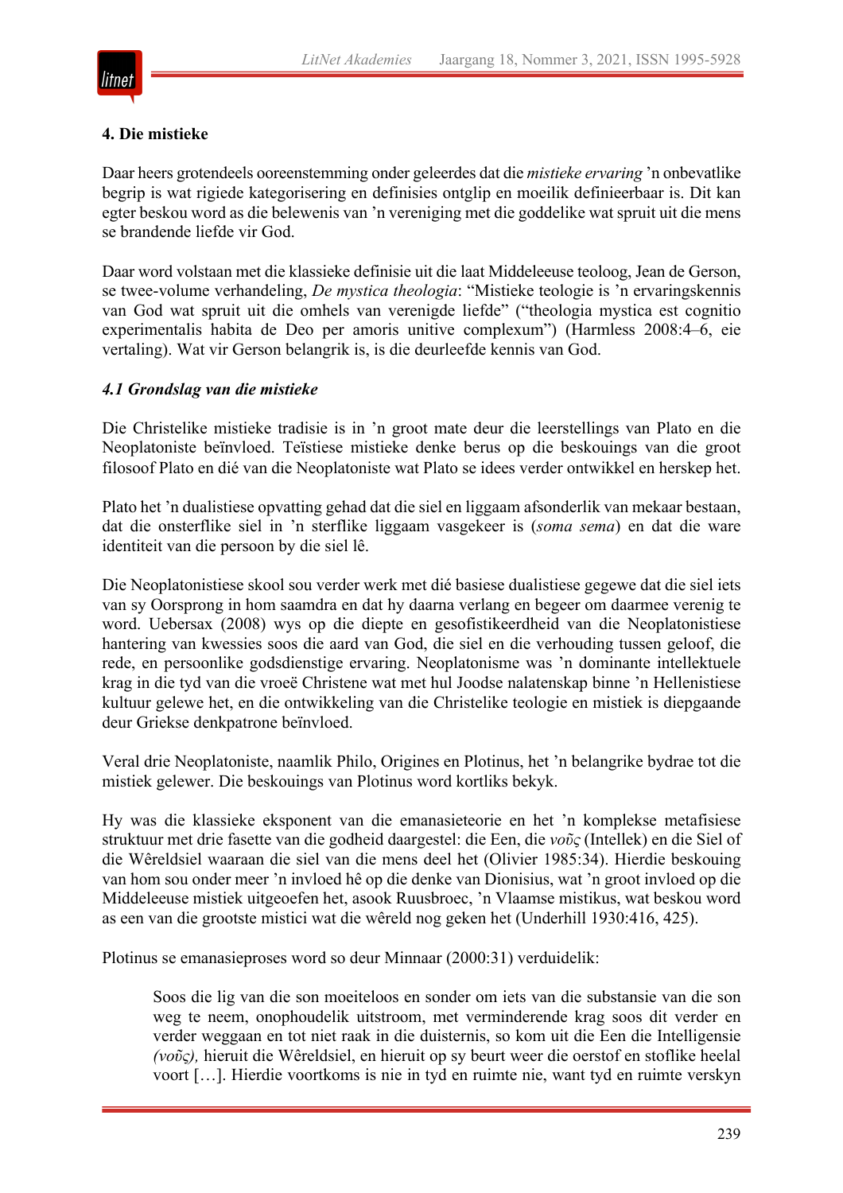**4. Die mistieke**

Daar heers grotendeels ooreenstemming onder geleerdes dat die *mistieke ervaring* ’n onbevatlike begrip is wat rigiede kategorisering en definisies ontglip en moeilik definieerbaar is. Dit kan egter beskou word as die belewenis van ’n vereniging met die goddelike wat spruit uit die mens se brandende liefde vir God.

Daar word volstaan met die klassieke definisie uit die laat Middeleeuse teoloog, Jean de Gerson, se twee-volume verhandeling, *De mystica theologia*: “Mistieke teologie is ’n ervaringskennis van God wat spruit uit die omhels van verenigde liefde” (“theologia mystica est cognitio experimentalis habita de Deo per amoris unitive complexum”) (Harmless 2008:4–6, eie vertaling). Wat vir Gerson belangrik is, is die deurleefde kennis van God.

***4.1 Grondslag van die mistieke***

Die Christelike mistieke tradisie is in ’n groot mate deur die leerstellings van Plato en die Neoplatoniste beïnvloed. Teïstiese mistieke denke berus op die beskouings van die groot filosoof Plato en dié van die Neoplatoniste wat Plato se idees verder ontwikkel en herskep het.

Plato het ’n dualistiese opvatting gehad dat die siel en liggaam afsonderlik van mekaar bestaan, dat die onsterflike siel in ’n sterflike liggaam vasgekeer is (*soma sema*) en dat die ware identiteit van die persoon by die siel lê.

Die Neoplatonistiese skool sou verder werk met dié basiese dualistiese gegewe dat die siel iets van sy Oorsprong in hom saamdra en dat hy daarna verlang en begeer om daarmee verenig te word. Uebersax (2008) wys op die diepte en gesofistikeerdheid van die Neoplatonistiese hantering van kwessies soos die aard van God, die siel en die verhouding tussen geloof, die rede, en persoonlike godsdienstige ervaring. Neoplatonisme was ’n dominante intellektuele krag in die tyd van die vroeë Christene wat met hul Joodse nalatenskap binne ’n Hellenistiese kultuur gelewe het, en die ontwikkeling van die Christelike teologie en mistiek is diepgaande deur Griekse denkpatrone beïnvloed.

Veral drie Neoplatoniste, naamlik Philo, Origines en Plotinus, het ’n belangrike bydrae tot die mistiek gelewer. Die beskouings van Plotinus word kortliks bekyk.

Hy was die klassieke eksponent van die emanasieteorie en het ’n komplekse metafisiese struktuur met drie fasette van die godheid daargestel: die Een, die *νοῦς* (Intellek) en die Siel of die Wêreldsiel waaraan die siel van die mens deel het (Olivier 1985:34). Hierdie beskouing van hom sou onder meer ’n invloed hê op die denke van Dionisius, wat ’n groot invloed op die Middeleeuse mistiek uitgeoefen het, asook Ruusbroec, ’n Vlaamse mistikus, wat beskou word as een van die grootste mistici wat die wêreld nog geken het (Underhill 1930:416, 425).

Plotinus se emanasieproses word so deur Minnaar (2000:31) verduidelik:

> Soos die lig van die son moeiteloos en sonder om iets van die substansie van die son weg te neem, onophoudelik uitstroom, met verminderende krag soos dit verder en verder weggaan en tot niet raak in die duisternis, so kom uit die Een die Intelligensie *(νοῦς),* hieruit die Wêreldsiel, en hieruit op sy beurt weer die oerstof en stoflike heelal voort […]. Hierdie voortkoms is nie in tyd en ruimte nie, want tyd en ruimte verskyn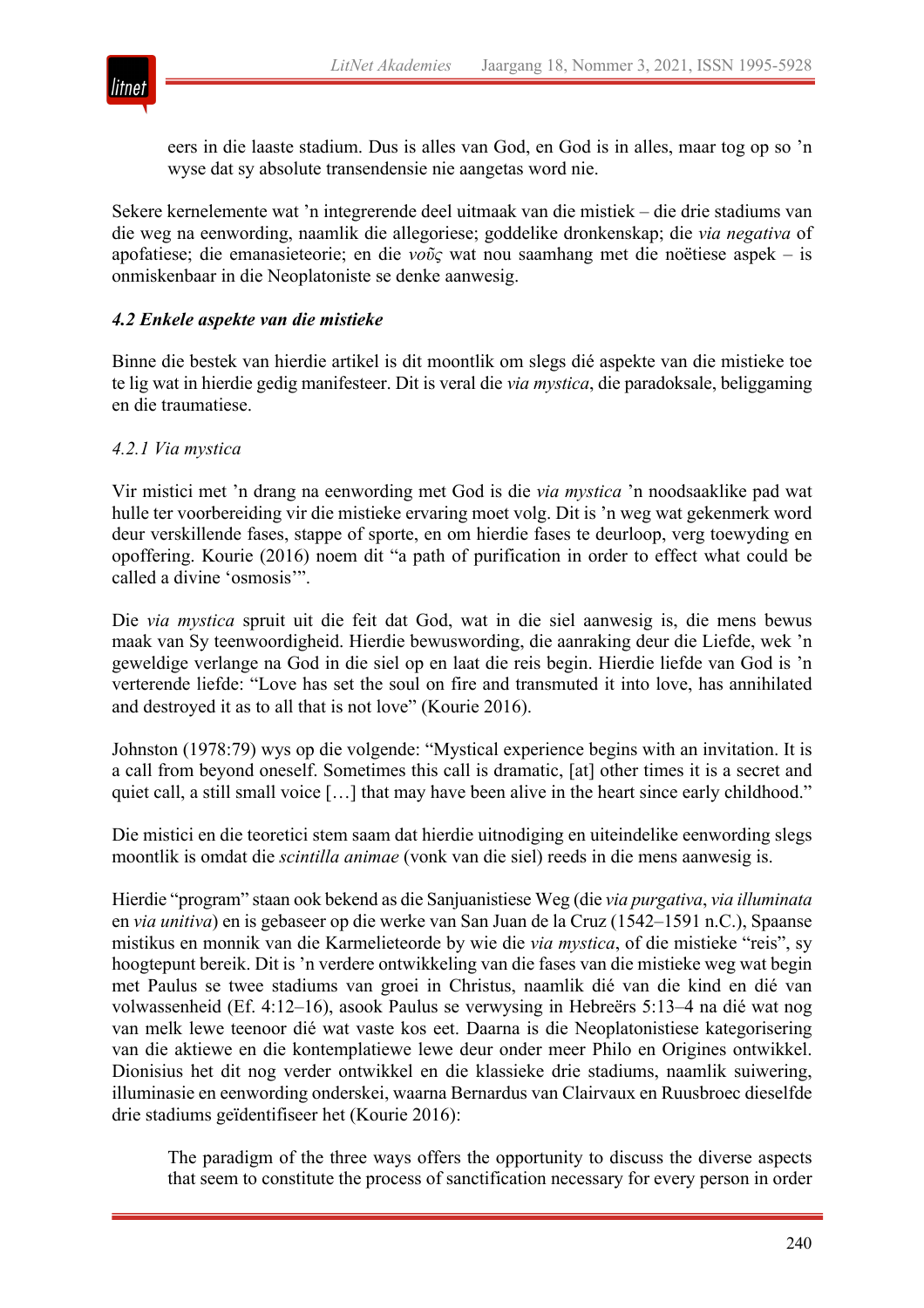> eers in die laaste stadium. Dus is alles van God, en God is in alles, maar tog op so 'n wyse dat sy absolute transendensie nie aangetas word nie.

Sekere kernelemente wat 'n integrerende deel uitmaak van die mistiek – die drie stadiums van die weg na eenwording, naamlik die allegoriese; goddelike dronkenskap; die *via negativa* of apofatiese; die emanasieteorie; en die *νοῦς* wat nou saamhang met die noëtiese aspek – is onmiskenbaar in die Neoplatoniste se denke aanwesig.

### *4.2 Enkele aspekte van die mistieke*

Binne die bestek van hierdie artikel is dit moontlik om slegs dié aspekte van die mistieke toe te lig wat in hierdie gedig manifesteer. Dit is veral die *via mystica*, die paradoksale, beliggaming en die traumatiese.

#### *4.2.1 Via mystica*

Vir mistici met 'n drang na eenwording met God is die *via mystica* 'n noodsaaklike pad wat hulle ter voorbereiding vir die mistieke ervaring moet volg. Dit is 'n weg wat gekenmerk word deur verskillende fases, stappe of sporte, en om hierdie fases te deurloop, verg toewyding en opoffering. Kourie (2016) noem dit "a path of purification in order to effect what could be called a divine 'osmosis'".

Die *via mystica* spruit uit die feit dat God, wat in die siel aanwesig is, die mens bewus maak van Sy teenwoordigheid. Hierdie bewuswording, die aanraking deur die Liefde, wek 'n geweldige verlange na God in die siel op en laat die reis begin. Hierdie liefde van God is 'n verterende liefde: "Love has set the soul on fire and transmuted it into love, has annihilated and destroyed it as to all that is not love" (Kourie 2016).

Johnston (1978:79) wys op die volgende: "Mystical experience begins with an invitation. It is a call from beyond oneself. Sometimes this call is dramatic, [at] other times it is a secret and quiet call, a still small voice […] that may have been alive in the heart since early childhood."

Die mistici en die teoretici stem saam dat hierdie uitnodiging en uiteindelike eenwording slegs moontlik is omdat die *scintilla animae* (vonk van die siel) reeds in die mens aanwesig is.

Hierdie "program" staan ook bekend as die Sanjuanistiese Weg (die *via purgativa*, *via illuminata* en *via unitiva*) en is gebaseer op die werke van San Juan de la Cruz (1542–1591 n.C.), Spaanse mistikus en monnik van die Karmelieteorde by wie die *via mystica*, of die mistieke "reis", sy hoogtepunt bereik. Dit is 'n verdere ontwikkeling van die fases van die mistieke weg wat begin met Paulus se twee stadiums van groei in Christus, naamlik dié van die kind en dié van volwassenheid (Ef. 4:12–16), asook Paulus se verwysing in Hebreërs 5:13–4 na dié wat nog van melk lewe teenoor dié wat vaste kos eet. Daarna is die Neoplatonistiese kategorisering van die aktiewe en die kontemplatiewe lewe deur onder meer Philo en Origines ontwikkel. Dionisius het dit nog verder ontwikkel en die klassieke drie stadiums, naamlik suiwering, illuminasie en eenwording onderskei, waarna Bernardus van Clairvaux en Ruusbroec dieselfde drie stadiums geïdentifiseer het (Kourie 2016):

> The paradigm of the three ways offers the opportunity to discuss the diverse aspects that seem to constitute the process of sanctification necessary for every person in order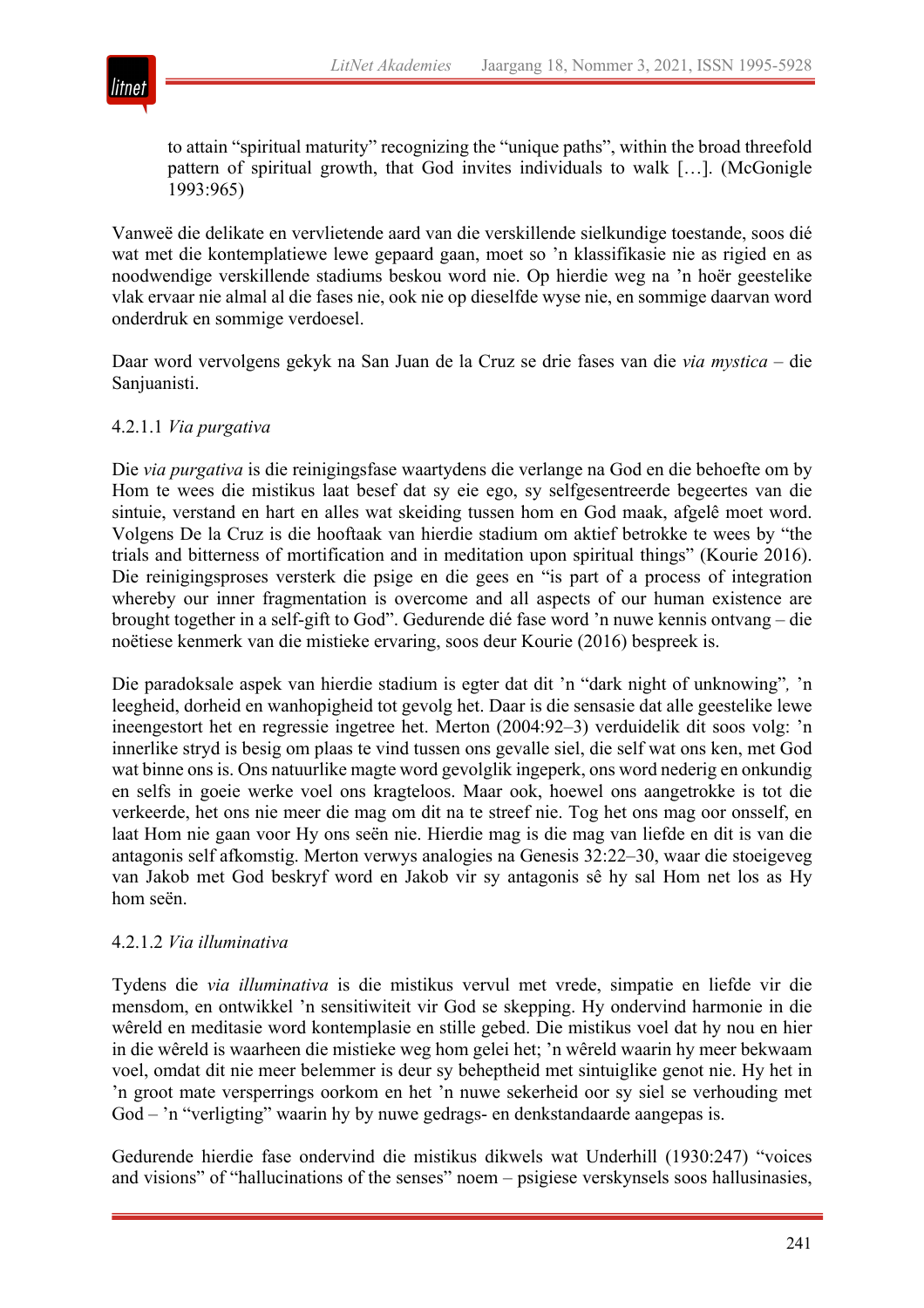> to attain "spiritual maturity" recognizing the "unique paths", within the broad threefold pattern of spiritual growth, that God invites individuals to walk […]. (McGonigle 1993:965)

Vanweë die delikate en vervlietende aard van die verskillende sielkundige toestande, soos dié wat met die kontemplatiewe lewe gepaard gaan, moet so 'n klassifikasie nie as rigied en as noodwendige verskillende stadiums beskou word nie. Op hierdie weg na 'n hoër geestelike vlak ervaar nie almal al die fases nie, ook nie op dieselfde wyse nie, en sommige daarvan word onderdruk en sommige verdoesel.

Daar word vervolgens gekyk na San Juan de la Cruz se drie fases van die *via mystica* – die Sanjuanisti.

#### 4.2.1.1 *Via purgativa*

Die *via purgativa* is die reinigingsfase waartydens die verlange na God en die behoefte om by Hom te wees die mistikus laat besef dat sy eie ego, sy selfgesentreerde begeertes van die sintuie, verstand en hart en alles wat skeiding tussen hom en God maak, afgelê moet word. Volgens De la Cruz is die hooftaak van hierdie stadium om aktief betrokke te wees by "the trials and bitterness of mortification and in meditation upon spiritual things" (Kourie 2016). Die reinigingsproses versterk die psige en die gees en "is part of a process of integration whereby our inner fragmentation is overcome and all aspects of our human existence are brought together in a self-gift to God". Gedurende dié fase word 'n nuwe kennis ontvang – die noëtiese kenmerk van die mistieke ervaring, soos deur Kourie (2016) bespreek is.

Die paradoksale aspek van hierdie stadium is egter dat dit 'n "dark night of unknowing"*,* 'n leegheid, dorheid en wanhopigheid tot gevolg het. Daar is die sensasie dat alle geestelike lewe ineengestort het en regressie ingetree het. Merton (2004:92–3) verduidelik dit soos volg: 'n innerlike stryd is besig om plaas te vind tussen ons gevalle siel, die self wat ons ken, met God wat binne ons is. Ons natuurlike magte word gevolglik ingeperk, ons word nederig en onkundig en selfs in goeie werke voel ons kragteloos. Maar ook, hoewel ons aangetrokke is tot die verkeerde, het ons nie meer die mag om dit na te streef nie. Tog het ons mag oor onsself, en laat Hom nie gaan voor Hy ons seën nie. Hierdie mag is die mag van liefde en dit is van die antagonis self afkomstig. Merton verwys analogies na Genesis 32:22–30, waar die stoeigeveg van Jakob met God beskryf word en Jakob vir sy antagonis sê hy sal Hom net los as Hy hom seën.

#### 4.2.1.2 *Via illuminativa*

Tydens die *via illuminativa* is die mistikus vervul met vrede, simpatie en liefde vir die mensdom, en ontwikkel 'n sensitiwiteit vir God se skepping. Hy ondervind harmonie in die wêreld en meditasie word kontemplasie en stille gebed. Die mistikus voel dat hy nou en hier in die wêreld is waarheen die mistieke weg hom gelei het; 'n wêreld waarin hy meer bekwaam voel, omdat dit nie meer belemmer is deur sy beheptheid met sintuiglike genot nie. Hy het in 'n groot mate versperrings oorkom en het 'n nuwe sekerheid oor sy siel se verhouding met God – 'n "verligting" waarin hy by nuwe gedrags- en denkstandaarde aangepas is.

Gedurende hierdie fase ondervind die mistikus dikwels wat Underhill (1930:247) "voices and visions" of "hallucinations of the senses" noem – psigiese verskynsels soos hallusinasies,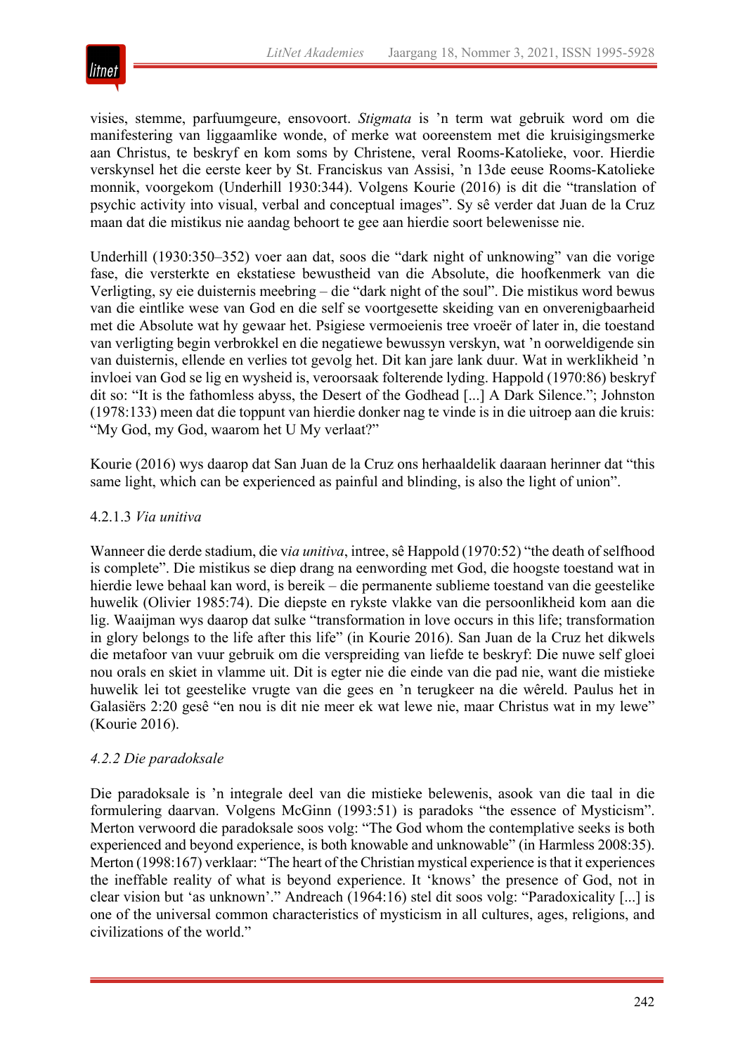visies, stemme, parfuumgeure, ensovoort. *Stigmata* is 'n term wat gebruik word om die manifestering van liggaamlike wonde, of merke wat ooreenstem met die kruisigingsmerke aan Christus, te beskryf en kom soms by Christene, veral Rooms-Katolieke, voor. Hierdie verskynsel het die eerste keer by St. Franciskus van Assisi, 'n 13de eeuse Rooms-Katolieke monnik, voorgekom (Underhill 1930:344). Volgens Kourie (2016) is dit die "translation of psychic activity into visual, verbal and conceptual images". Sy sê verder dat Juan de la Cruz maan dat die mistikus nie aandag behoort te gee aan hierdie soort belewenisse nie.

Underhill (1930:350–352) voer aan dat, soos die "dark night of unknowing" van die vorige fase, die versterkte en ekstatiese bewustheid van die Absolute, die hoofkenmerk van die Verligting, sy eie duisternis meebring – die "dark night of the soul". Die mistikus word bewus van die eintlike wese van God en die self se voortgesette skeiding van en onverenigbaarheid met die Absolute wat hy gewaar het. Psigiese vermoeienis tree vroeër of later in, die toestand van verligting begin verbrokkel en die negatiewe bewussyn verskyn, wat 'n oorweldigende sin van duisternis, ellende en verlies tot gevolg het. Dit kan jare lank duur. Wat in werklikheid 'n invloei van God se lig en wysheid is, veroorsaak folterende lyding. Happold (1970:86) beskryf dit so: "It is the fathomless abyss, the Desert of the Godhead [...] A Dark Silence."; Johnston (1978:133) meen dat die toppunt van hierdie donker nag te vinde is in die uitroep aan die kruis: "My God, my God, waarom het U My verlaat?"

Kourie (2016) wys daarop dat San Juan de la Cruz ons herhaaldelik daaraan herinner dat "this same light, which can be experienced as painful and blinding, is also the light of union".

#### 4.2.1.3 *Via unitiva*

Wanneer die derde stadium, die v*ia unitiva*, intree, sê Happold (1970:52) "the death of selfhood is complete". Die mistikus se diep drang na eenwording met God, die hoogste toestand wat in hierdie lewe behaal kan word, is bereik – die permanente sublieme toestand van die geestelike huwelik (Olivier 1985:74). Die diepste en rykste vlakke van die persoonlikheid kom aan die lig. Waaijman wys daarop dat sulke "transformation in love occurs in this life; transformation in glory belongs to the life after this life" (in Kourie 2016). San Juan de la Cruz het dikwels die metafoor van vuur gebruik om die verspreiding van liefde te beskryf: Die nuwe self gloei nou orals en skiet in vlamme uit. Dit is egter nie die einde van die pad nie, want die mistieke huwelik lei tot geestelike vrugte van die gees en 'n terugkeer na die wêreld. Paulus het in Galasiërs 2:20 gesê "en nou is dit nie meer ek wat lewe nie, maar Christus wat in my lewe" (Kourie 2016).

### *4.2.2 Die paradoksale*

Die paradoksale is 'n integrale deel van die mistieke belewenis, asook van die taal in die formulering daarvan. Volgens McGinn (1993:51) is paradoks "the essence of Mysticism". Merton verwoord die paradoksale soos volg: "The God whom the contemplative seeks is both experienced and beyond experience, is both knowable and unknowable" (in Harmless 2008:35). Merton (1998:167) verklaar: "The heart of the Christian mystical experience is that it experiences the ineffable reality of what is beyond experience. It 'knows' the presence of God, not in clear vision but 'as unknown'." Andreach (1964:16) stel dit soos volg: "Paradoxicality [...] is one of the universal common characteristics of mysticism in all cultures, ages, religions, and civilizations of the world."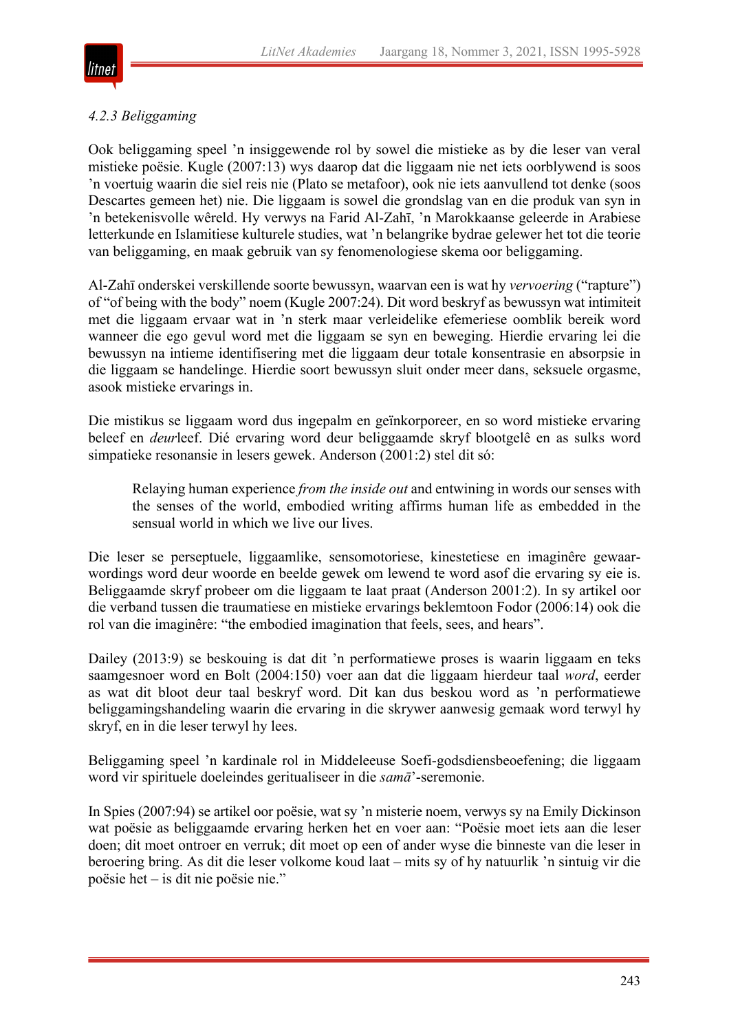### *4.2.3 Beliggaming*

Ook beliggaming speel 'n insiggewende rol by sowel die mistieke as by die leser van veral mistieke poësie. Kugle (2007:13) wys daarop dat die liggaam nie net iets oorblywend is soos 'n voertuig waarin die siel reis nie (Plato se metafoor), ook nie iets aanvullend tot denke (soos Descartes gemeen het) nie. Die liggaam is sowel die grondslag van en die produk van syn in 'n betekenisvolle wêreld. Hy verwys na Farid Al-Zahī, 'n Marokkaanse geleerde in Arabiese letterkunde en Islamitiese kulturele studies, wat 'n belangrike bydrae gelewer het tot die teorie van beliggaming, en maak gebruik van sy fenomenologiese skema oor beliggaming.

Al-Zahī onderskei verskillende soorte bewussyn, waarvan een is wat hy *vervoering* ("rapture") of "of being with the body" noem (Kugle 2007:24). Dit word beskryf as bewussyn wat intimiteit met die liggaam ervaar wat in 'n sterk maar verleidelike efemeriese oomblik bereik word wanneer die ego gevul word met die liggaam se syn en beweging. Hierdie ervaring lei die bewussyn na intieme identifisering met die liggaam deur totale konsentrasie en absorpsie in die liggaam se handelinge. Hierdie soort bewussyn sluit onder meer dans, seksuele orgasme, asook mistieke ervarings in.

Die mistikus se liggaam word dus ingepalm en geïnkorporeer, en so word mistieke ervaring beleef en *deur*leef. Dié ervaring word deur beliggaamde skryf blootgelê en as sulks word simpatieke resonansie in lesers gewek. Anderson (2001:2) stel dit só:

> Relaying human experience *from the inside out* and entwining in words our senses with the senses of the world, embodied writing affirms human life as embedded in the sensual world in which we live our lives.

Die leser se perseptuele, liggaamlike, sensomotoriese, kinestetiese en imaginêre gewaarwordings word deur woorde en beelde gewek om lewend te word asof die ervaring sy eie is. Beliggaamde skryf probeer om die liggaam te laat praat (Anderson 2001:2). In sy artikel oor die verband tussen die traumatiese en mistieke ervarings beklemtoon Fodor (2006:14) ook die rol van die imaginêre: "the embodied imagination that feels, sees, and hears".

Dailey (2013:9) se beskouing is dat dit 'n performatiewe proses is waarin liggaam en teks saamgesnoer word en Bolt (2004:150) voer aan dat die liggaam hierdeur taal *word*, eerder as wat dit bloot deur taal beskryf word. Dit kan dus beskou word as 'n performatiewe beliggamingshandeling waarin die ervaring in die skrywer aanwesig gemaak word terwyl hy skryf, en in die leser terwyl hy lees.

Beliggaming speel 'n kardinale rol in Middeleeuse Soefi-godsdiensbeoefening; die liggaam word vir spirituele doeleindes geritualiseer in die *samā*'-seremonie.

In Spies (2007:94) se artikel oor poësie, wat sy 'n misterie noem, verwys sy na Emily Dickinson wat poësie as beliggaamde ervaring herken het en voer aan: "Poësie moet iets aan die leser doen; dit moet ontroer en verruk; dit moet op een of ander wyse die binneste van die leser in beroering bring. As dit die leser volkome koud laat – mits sy of hy natuurlik 'n sintuig vir die poësie het – is dit nie poësie nie."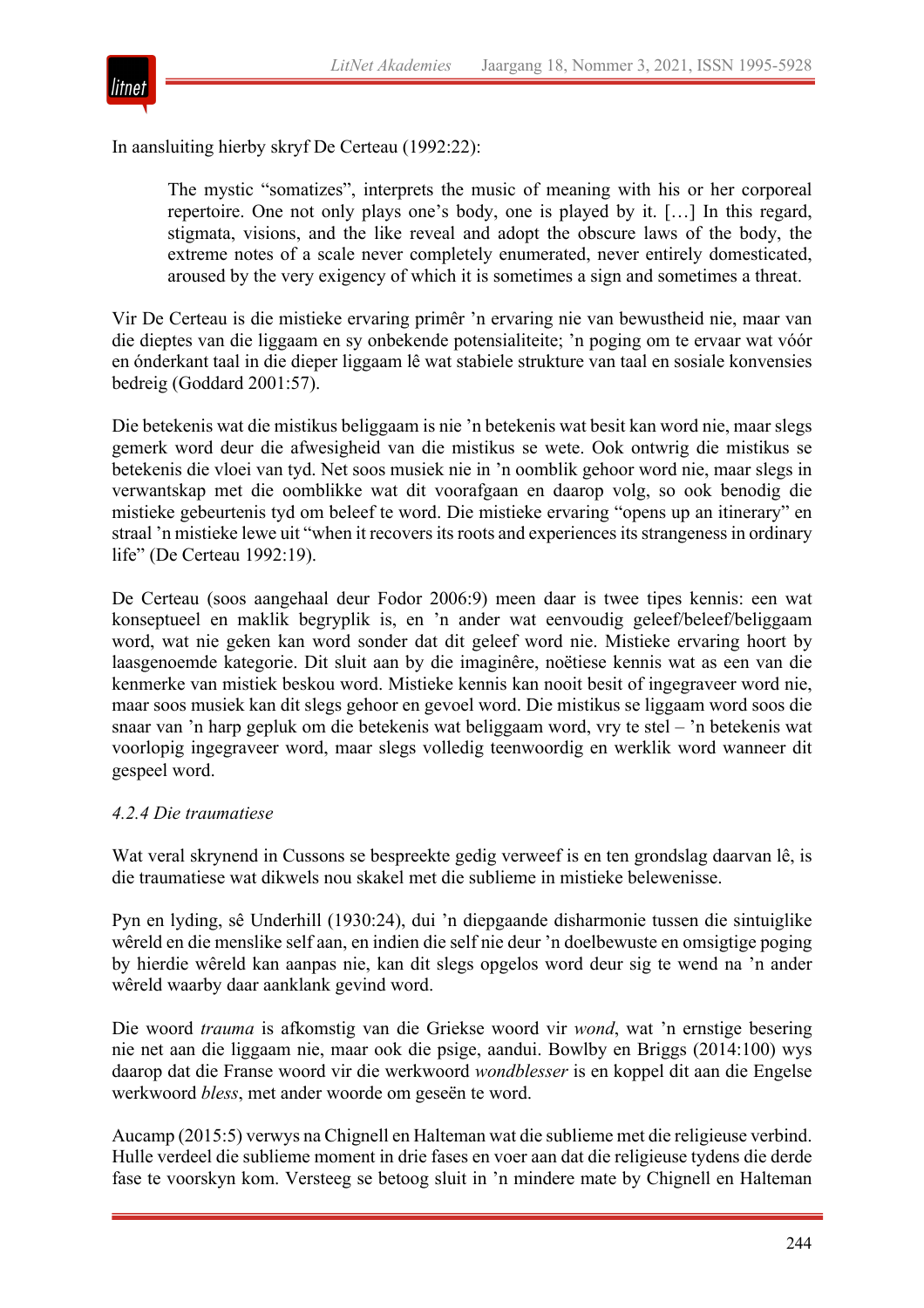In aansluiting hierby skryf De Certeau (1992:22):

> The mystic "somatizes", interprets the music of meaning with his or her corporeal repertoire. One not only plays one's body, one is played by it. […] In this regard, stigmata, visions, and the like reveal and adopt the obscure laws of the body, the extreme notes of a scale never completely enumerated, never entirely domesticated, aroused by the very exigency of which it is sometimes a sign and sometimes a threat.

Vir De Certeau is die mistieke ervaring primêr 'n ervaring nie van bewustheid nie, maar van die dieptes van die liggaam en sy onbekende potensialiteite; 'n poging om te ervaar wat vóór en ónderkant taal in die dieper liggaam lê wat stabiele strukture van taal en sosiale konvensies bedreig (Goddard 2001:57).

Die betekenis wat die mistikus beliggaam is nie 'n betekenis wat besit kan word nie, maar slegs gemerk word deur die afwesigheid van die mistikus se wete. Ook ontwrig die mistikus se betekenis die vloei van tyd. Net soos musiek nie in 'n oomblik gehoor word nie, maar slegs in verwantskap met die oomblikke wat dit voorafgaan en daarop volg, so ook benodig die mistieke gebeurtenis tyd om beleef te word. Die mistieke ervaring "opens up an itinerary" en straal 'n mistieke lewe uit "when it recovers its roots and experiences its strangeness in ordinary life" (De Certeau 1992:19).

De Certeau (soos aangehaal deur Fodor 2006:9) meen daar is twee tipes kennis: een wat konseptueel en maklik begryplik is, en 'n ander wat eenvoudig geleef/beleef/beliggaam word, wat nie geken kan word sonder dat dit geleef word nie. Mistieke ervaring hoort by laasgenoemde kategorie. Dit sluit aan by die imaginêre, noëtiese kennis wat as een van die kenmerke van mistiek beskou word. Mistieke kennis kan nooit besit of ingegraveer word nie, maar soos musiek kan dit slegs gehoor en gevoel word. Die mistikus se liggaam word soos die snaar van 'n harp gepluk om die betekenis wat beliggaam word, vry te stel – 'n betekenis wat voorlopig ingegraveer word, maar slegs volledig teenwoordig en werklik word wanneer dit gespeel word.

#### *4.2.4 Die traumatiese*

Wat veral skrynend in Cussons se bespreekte gedig verweef is en ten grondslag daarvan lê, is die traumatiese wat dikwels nou skakel met die sublieme in mistieke belewenisse.

Pyn en lyding, sê Underhill (1930:24), dui 'n diepgaande disharmonie tussen die sintuiglike wêreld en die menslike self aan, en indien die self nie deur 'n doelbewuste en omsigtige poging by hierdie wêreld kan aanpas nie, kan dit slegs opgelos word deur sig te wend na 'n ander wêreld waarby daar aanklank gevind word.

Die woord *trauma* is afkomstig van die Griekse woord vir *wond*, wat 'n ernstige besering nie net aan die liggaam nie, maar ook die psige, aandui. Bowlby en Briggs (2014:100) wys daarop dat die Franse woord vir die werkwoord *wondblesser* is en koppel dit aan die Engelse werkwoord *bless*, met ander woorde om geseën te word.

Aucamp (2015:5) verwys na Chignell en Halteman wat die sublieme met die religieuse verbind. Hulle verdeel die sublieme moment in drie fases en voer aan dat die religieuse tydens die derde fase te voorskyn kom. Versteeg se betoog sluit in 'n mindere mate by Chignell en Halteman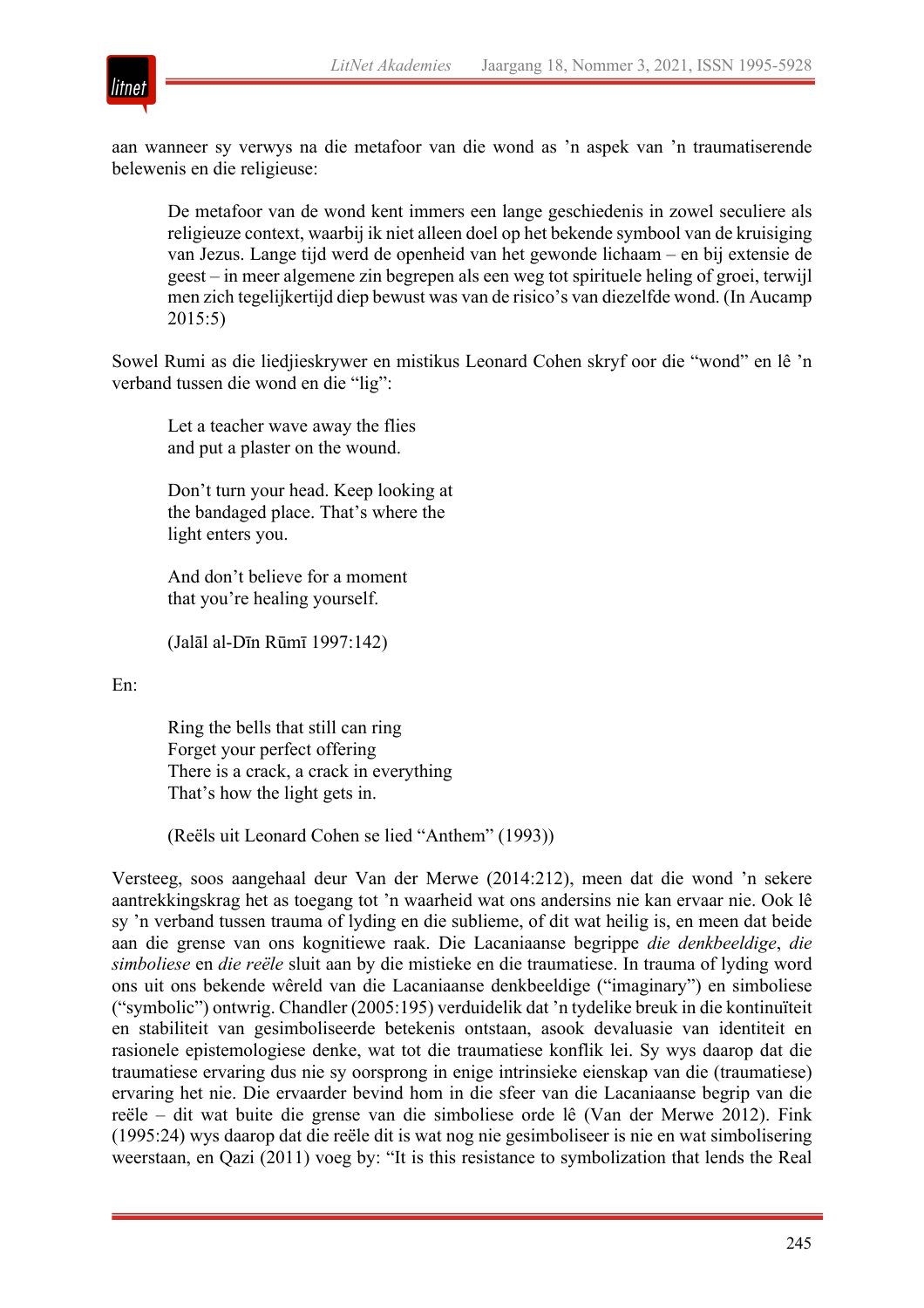aan wanneer sy verwys na die metafoor van die wond as 'n aspek van 'n traumatiserende belewenis en die religieuse:

> De metafoor van de wond kent immers een lange geschiedenis in zowel seculiere als religieuze context, waarbij ik niet alleen doel op het bekende symbool van de kruisiging van Jezus. Lange tijd werd de openheid van het gewonde lichaam – en bij extensie de geest – in meer algemene zin begrepen als een weg tot spirituele heling of groei, terwijl men zich tegelijkertijd diep bewust was van de risico's van diezelfde wond. (In Aucamp 2015:5)

Sowel Rumi as die liedjieskrywer en mistikus Leonard Cohen skryf oor die "wond" en lê 'n verband tussen die wond en die "lig":

> Let a teacher wave away the flies
> and put a plaster on the wound.
>
> Don't turn your head. Keep looking at
> the bandaged place. That's where the
> light enters you.
>
> And don't believe for a moment
> that you're healing yourself.
>
> (Jalāl al-Dīn Rūmī 1997:142)

En:

> Ring the bells that still can ring
> Forget your perfect offering
> There is a crack, a crack in everything
> That's how the light gets in.
>
> (Reëls uit Leonard Cohen se lied "Anthem" (1993))

Versteeg, soos aangehaal deur Van der Merwe (2014:212), meen dat die wond 'n sekere aantrekkingskrag het as toegang tot 'n waarheid wat ons andersins nie kan ervaar nie. Ook lê sy 'n verband tussen trauma of lyding en die sublieme, of dit wat heilig is, en meen dat beide aan die grense van ons kognitiewe raak. Die Lacaniaanse begrippe *die denkbeeldige*, *die simboliese* en *die reële* sluit aan by die mistieke en die traumatiese. In trauma of lyding word ons uit ons bekende wêreld van die Lacaniaanse denkbeeldige ("imaginary") en simboliese ("symbolic") ontwrig. Chandler (2005:195) verduidelik dat 'n tydelike breuk in die kontinuïteit en stabiliteit van gesimboliseerde betekenis ontstaan, asook devaluasie van identiteit en rasionele epistemologiese denke, wat tot die traumatiese konflik lei. Sy wys daarop dat die traumatiese ervaring dus nie sy oorsprong in enige intrinsieke eienskap van die (traumatiese) ervaring het nie. Die ervaarder bevind hom in die sfeer van die Lacaniaanse begrip van die reële – dit wat buite die grense van die simboliese orde lê (Van der Merwe 2012). Fink (1995:24) wys daarop dat die reële dit is wat nog nie gesimboliseer is nie en wat simbolisering weerstaan, en Qazi (2011) voeg by: "It is this resistance to symbolization that lends the Real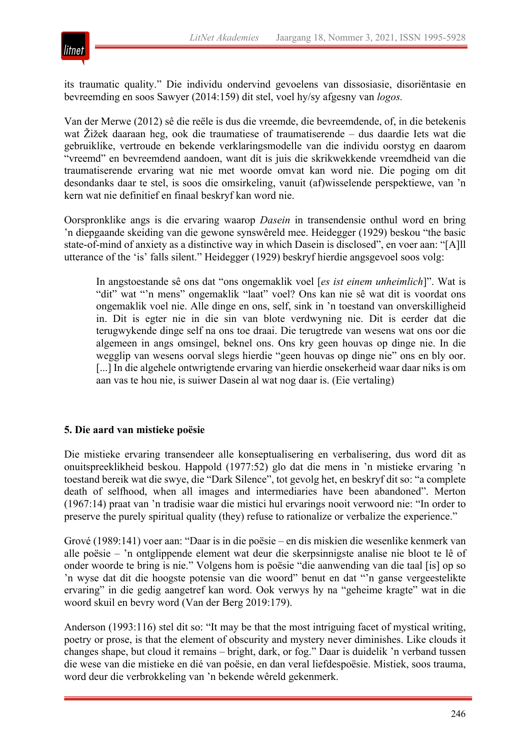its traumatic quality." Die individu ondervind gevoelens van dissosiasie, disoriëntasie en bevreemding en soos Sawyer (2014:159) dit stel, voel hy/sy afgesny van *logos.*

Van der Merwe (2012) sê die reële is dus die vreemde, die bevreemdende, of, in die betekenis wat Žižek daaraan heg, ook die traumatiese of traumatiserende – dus daardie Iets wat die gebruiklike, vertroude en bekende verklaringsmodelle van die individu oorstyg en daarom "vreemd" en bevreemdend aandoen, want dít is juis die skrikwekkende vreemdheid van die traumatiserende ervaring wat nie met woorde omvat kan word nie. Die poging om dit desondanks daar te stel, is soos die omsirkeling, vanuit (af)wisselende perspektiewe, van 'n kern wat nie definitief en finaal beskryf kan word nie.

Oorspronklike angs is die ervaring waarop *Dasein* in transendensie onthul word en bring 'n diepgaande skeiding van die gewone synswêreld mee. Heidegger (1929) beskou "the basic state-of-mind of anxiety as a distinctive way in which Dasein is disclosed", en voer aan: "[A]ll utterance of the 'is' falls silent." Heidegger (1929) beskryf hierdie angsgevoel soos volg:

> In angstoestande sê ons dat "ons ongemaklik voel [*es ist einem unheimlich*]". Wat is "dit" wat "'n mens" ongemaklik "laat" voel? Ons kan nie sê wat dit is voordat ons ongemaklik voel nie. Alle dinge en ons, self, sink in 'n toestand van onverskilligheid in. Dit is egter nie in die sin van blote verdwyning nie. Dit is eerder dat die terugwykende dinge self na ons toe draai. Die terugtrede van wesens wat ons oor die algemeen in angs omsingel, beknel ons. Ons kry geen houvas op dinge nie. In die wegglip van wesens oorval slegs hierdie "geen houvas op dinge nie" ons en bly oor. [...] In die algehele ontwrigtende ervaring van hierdie onsekerheid waar daar niks is om aan vas te hou nie, is suiwer Dasein al wat nog daar is. (Eie vertaling)

## 5. Die aard van mistieke poësie

Die mistieke ervaring transendeer alle konseptualisering en verbalisering, dus word dit as onuitspreeklikheid beskou. Happold (1977:52) glo dat die mens in 'n mistieke ervaring 'n toestand bereik wat die swye, die "Dark Silence", tot gevolg het, en beskryf dit so: "a complete death of selfhood, when all images and intermediaries have been abandoned". Merton (1967:14) praat van 'n tradisie waar die mistici hul ervarings nooit verwoord nie: "In order to preserve the purely spiritual quality (they) refuse to rationalize or verbalize the experience."

Grové (1989:141) voer aan: "Daar is in die poësie – en dis miskien die wesenlike kenmerk van alle poësie – 'n ontglippende element wat deur die skerpsinnigste analise nie bloot te lê of onder woorde te bring is nie." Volgens hom is poësie "die aanwending van die taal [is] op so 'n wyse dat dit die hoogste potensie van die woord" benut en dat "'n ganse vergeestelikte ervaring" in die gedig aangetref kan word. Ook verwys hy na "geheime kragte" wat in die woord skuil en bevry word (Van der Berg 2019:179).

Anderson (1993:116) stel dit so: "It may be that the most intriguing facet of mystical writing, poetry or prose, is that the element of obscurity and mystery never diminishes. Like clouds it changes shape, but cloud it remains – bright, dark, or fog." Daar is duidelik 'n verband tussen die wese van die mistieke en dié van poësie, en dan veral liefdespoësie. Mistiek, soos trauma, word deur die verbrokkeling van 'n bekende wêreld gekenmerk.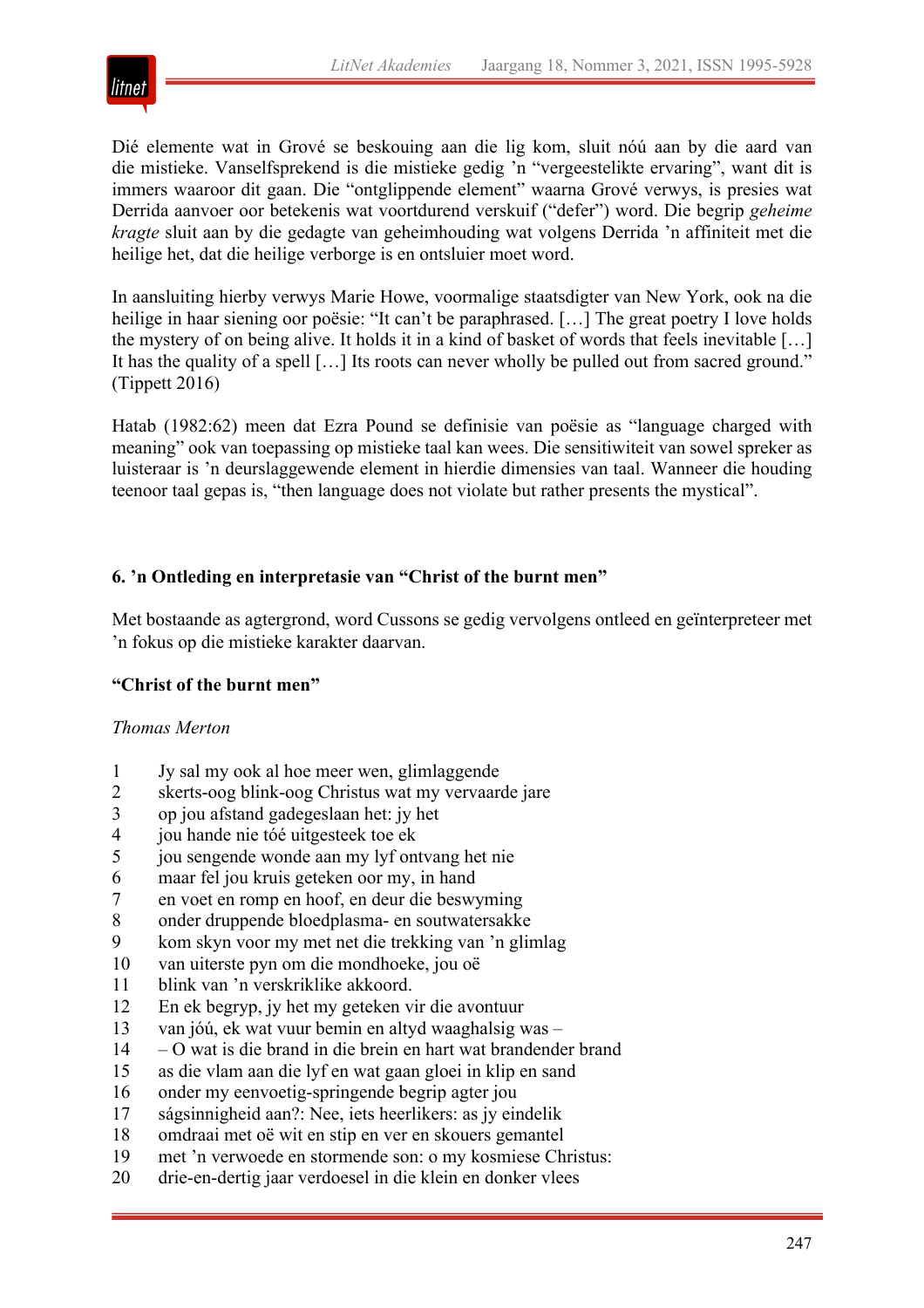Dié elemente wat in Grové se beskouing aan die lig kom, sluit nóú aan by die aard van die mistieke. Vanselfsprekend is die mistieke gedig 'n "vergeestelikte ervaring", want dit is immers waaroor dit gaan. Die "ontglippende element" waarna Grové verwys, is presies wat Derrida aanvoer oor betekenis wat voortdurend verskuif ("defer") word. Die begrip *geheime kragte* sluit aan by die gedagte van geheimhouding wat volgens Derrida 'n affiniteit met die heilige het, dat die heilige verborge is en ontsluier moet word.

In aansluiting hierby verwys Marie Howe, voormalige staatsdigter van New York, ook na die heilige in haar siening oor poësie: "It can't be paraphrased. […] The great poetry I love holds the mystery of on being alive. It holds it in a kind of basket of words that feels inevitable […] It has the quality of a spell […] Its roots can never wholly be pulled out from sacred ground." (Tippett 2016)

Hatab (1982:62) meen dat Ezra Pound se definisie van poësie as "language charged with meaning" ook van toepassing op mistieke taal kan wees. Die sensitiwiteit van sowel spreker as luisteraar is 'n deurslaggewende element in hierdie dimensies van taal. Wanneer die houding teenoor taal gepas is, "then language does not violate but rather presents the mystical".

## 6. 'n Ontleding en interpretasie van "Christ of the burnt men"

Met bostaande as agtergrond, word Cussons se gedig vervolgens ontleed en geïnterpreteer met 'n fokus op die mistieke karakter daarvan.

**"Christ of the burnt men"**

*Thomas Merton*

1 Jy sal my ook al hoe meer wen, glimlaggende
2 skerts-oog blink-oog Christus wat my vervaarde jare
3 op jou afstand gadegeslaan het: jy het
4 jou hande nie tóé uitgesteek toe ek
5 jou sengende wonde aan my lyf ontvang het nie
6 maar fel jou kruis geteken oor my, in hand
7 en voet en romp en hoof, en deur die beswyming
8 onder druppende bloedplasma- en soutwatersakke
9 kom skyn voor my met net die trekking van 'n glimlag
10 van uiterste pyn om die mondhoeke, jou oë
11 blink van 'n verskriklike akkoord.
12 En ek begryp, jy het my geteken vir die avontuur
13 van jóú, ek wat vuur bemin en altyd waaghalsig was –
14 – O wat is die brand in die brein en hart wat brandender brand
15 as die vlam aan die lyf en wat gaan gloei in klip en sand
16 onder my eenvoetig-springende begrip agter jou
17 ságsinnigheid aan?: Nee, iets heerlikers: as jy eindelik
18 omdraai met oë wit en stip en ver en skouers gemantel
19 met 'n verwoede en stormende son: o my kosmiese Christus:
20 drie-en-dertig jaar verdoesel in die klein en donker vlees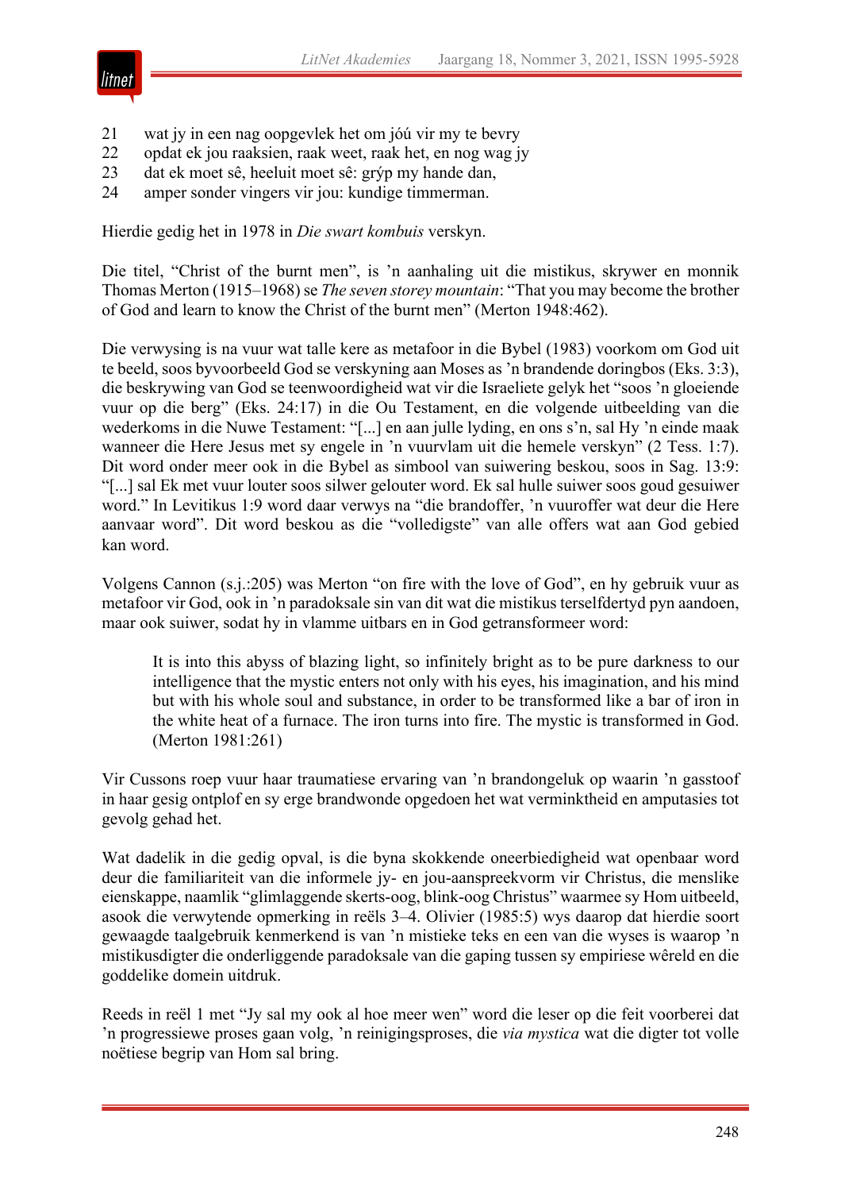21 wat jy in een nag oopgevlek het om jóú vir my te bevry
22 opdat ek jou raaksien, raak weet, raak het, en nog wag jy
23 dat ek moet sê, heeluit moet sê: grýp my hande dan,
24 amper sonder vingers vir jou: kundige timmerman.

Hierdie gedig het in 1978 in *Die swart kombuis* verskyn.

Die titel, "Christ of the burnt men", is 'n aanhaling uit die mistikus, skrywer en monnik Thomas Merton (1915–1968) se *The seven storey mountain*: "That you may become the brother of God and learn to know the Christ of the burnt men" (Merton 1948:462).

Die verwysing is na vuur wat talle kere as metafoor in die Bybel (1983) voorkom om God uit te beeld, soos byvoorbeeld God se verskyning aan Moses as 'n brandende doringbos (Eks. 3:3), die beskrywing van God se teenwoordigheid wat vir die Israeliete gelyk het "soos 'n gloeiende vuur op die berg" (Eks. 24:17) in die Ou Testament, en die volgende uitbeelding van die wederkoms in die Nuwe Testament: "[...] en aan julle lyding, en ons s'n, sal Hy 'n einde maak wanneer die Here Jesus met sy engele in 'n vuurvlam uit die hemele verskyn" (2 Tess. 1:7). Dit word onder meer ook in die Bybel as simbool van suiwering beskou, soos in Sag. 13:9: "[...] sal Ek met vuur louter soos silwer gelouter word. Ek sal hulle suiwer soos goud gesuiwer word." In Levitikus 1:9 word daar verwys na "die brandoffer, 'n vuuroffer wat deur die Here aanvaar word". Dit word beskou as die "volledigste" van alle offers wat aan God gebied kan word.

Volgens Cannon (s.j.:205) was Merton "on fire with the love of God", en hy gebruik vuur as metafoor vir God, ook in 'n paradoksale sin van dit wat die mistikus terselfdertyd pyn aandoen, maar ook suiwer, sodat hy in vlamme uitbars en in God getransformeer word:

> It is into this abyss of blazing light, so infinitely bright as to be pure darkness to our intelligence that the mystic enters not only with his eyes, his imagination, and his mind but with his whole soul and substance, in order to be transformed like a bar of iron in the white heat of a furnace. The iron turns into fire. The mystic is transformed in God. (Merton 1981:261)

Vir Cussons roep vuur haar traumatiese ervaring van 'n brandongeluk op waarin 'n gasstoof in haar gesig ontplof en sy erge brandwonde opgedoen het wat verminktheid en amputasies tot gevolg gehad het.

Wat dadelik in die gedig opval, is die byna skokkende oneerbiedigheid wat openbaar word deur die familiariteit van die informele jy- en jou-aanspreekvorm vir Christus, die menslike eienskappe, naamlik "glimlaggende skerts-oog, blink-oog Christus" waarmee sy Hom uitbeeld, asook die verwytende opmerking in reëls 3–4. Olivier (1985:5) wys daarop dat hierdie soort gewaagde taalgebruik kenmerkend is van 'n mistieke teks en een van die wyses is waarop 'n mistikusdigter die onderliggende paradoksale van die gaping tussen sy empiriese wêreld en die goddelike domein uitdruk.

Reeds in reël 1 met "Jy sal my ook al hoe meer wen" word die leser op die feit voorberei dat 'n progressiewe proses gaan volg, 'n reinigingsproses, die *via mystica* wat die digter tot volle noëtiese begrip van Hom sal bring.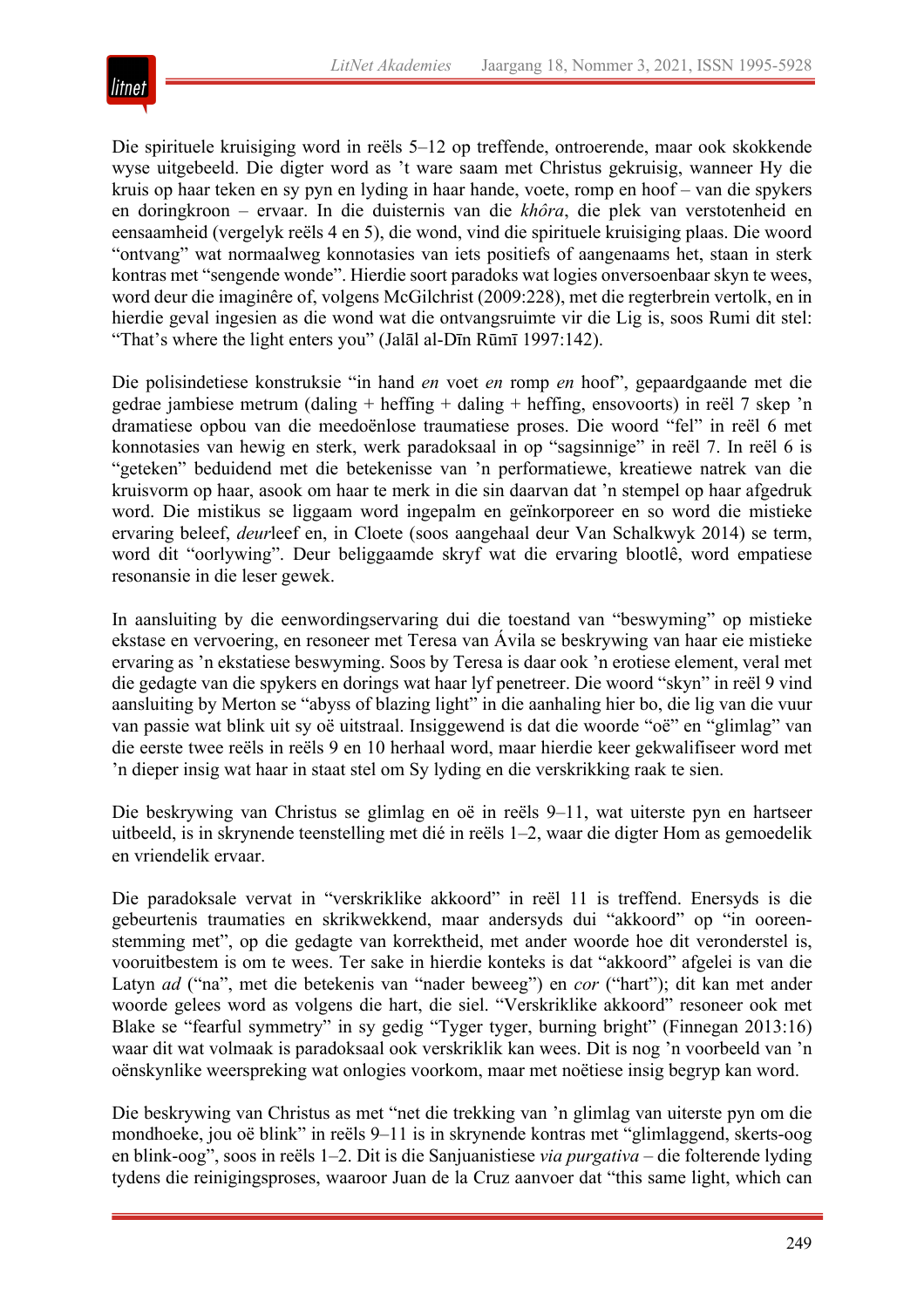Die spirituele kruisiging word in reëls 5–12 op treffende, ontroerende, maar ook skokkende wyse uitgebeeld. Die digter word as ’t ware saam met Christus gekruisig, wanneer Hy die kruis op haar teken en sy pyn en lyding in haar hande, voete, romp en hoof – van die spykers en doringkroon – ervaar. In die duisternis van die *khôra*, die plek van verstotenheid en eensaamheid (vergelyk reëls 4 en 5), die wond, vind die spirituele kruisiging plaas. Die woord “ontvang” wat normaalweg konnotasies van iets positiefs of aangenaams het, staan in sterk kontras met “sengende wonde”. Hierdie soort paradoks wat logies onversoenbaar skyn te wees, word deur die imaginêre of, volgens McGilchrist (2009:228), met die regterbrein vertolk, en in hierdie geval ingesien as die wond wat die ontvangsruimte vir die Lig is, soos Rumi dit stel: “That’s where the light enters you” (Jalāl al-Dīn Rūmī 1997:142).

Die polisindetiese konstruksie “in hand *en* voet *en* romp *en* hoof”, gepaardgaande met die gedrae jambiese metrum (daling + heffing + daling + heffing, ensovoorts) in reël 7 skep ’n dramatiese opbou van die meedoënlose traumatiese proses. Die woord “fel” in reël 6 met konnotasies van hewig en sterk, werk paradoksaal in op “sagsinnige” in reël 7. In reël 6 is “geteken” beduidend met die betekenisse van ’n performatiewe, kreatiewe natrek van die kruisvorm op haar, asook om haar te merk in die sin daarvan dat ’n stempel op haar afgedruk word. Die mistikus se liggaam word ingepalm en geïnkorporeer en so word die mistieke ervaring beleef, *deur*leef en, in Cloete (soos aangehaal deur Van Schalkwyk 2014) se term, word dit “oorlywing”. Deur beliggaamde skryf wat die ervaring blootlê, word empatiese resonansie in die leser gewek.

In aansluiting by die eenwordingservaring dui die toestand van “beswyming” op mistieke ekstase en vervoering, en resoneer met Teresa van Ávila se beskrywing van haar eie mistieke ervaring as ’n ekstatiese beswyming. Soos by Teresa is daar ook ’n erotiese element, veral met die gedagte van die spykers en dorings wat haar lyf penetreer. Die woord “skyn” in reël 9 vind aansluiting by Merton se “abyss of blazing light” in die aanhaling hier bo, die lig van die vuur van passie wat blink uit sy oë uitstraal. Insiggewend is dat die woorde “oë” en “glimlag” van die eerste twee reëls in reëls 9 en 10 herhaal word, maar hierdie keer gekwalifiseer word met ’n dieper insig wat haar in staat stel om Sy lyding en die verskrikking raak te sien.

Die beskrywing van Christus se glimlag en oë in reëls 9–11, wat uiterste pyn en hartseer uitbeeld, is in skrynende teenstelling met dié in reëls 1–2, waar die digter Hom as gemoedelik en vriendelik ervaar.

Die paradoksale vervat in “verskriklike akkoord” in reël 11 is treffend. Enersyds is die gebeurtenis traumaties en skrikwekkend, maar andersyds dui “akkoord” op “in ooreenstemming met”, op die gedagte van korrektheid, met ander woorde hoe dit veronderstel is, vooruitbestem is om te wees. Ter sake in hierdie konteks is dat “akkoord” afgelei is van die Latyn *ad* (“na”, met die betekenis van “nader beweeg”) en *cor* (“hart”); dit kan met ander woorde gelees word as volgens die hart, die siel. “Verskriklike akkoord” resoneer ook met Blake se “fearful symmetry” in sy gedig “Tyger tyger, burning bright” (Finnegan 2013:16) waar dit wat volmaak is paradoksaal ook verskriklik kan wees. Dit is nog ’n voorbeeld van ’n oënskynlike weerspreking wat onlogies voorkom, maar met noëtiese insig begryp kan word.

Die beskrywing van Christus as met “net die trekking van ’n glimlag van uiterste pyn om die mondhoeke, jou oë blink” in reëls 9–11 is in skrynende kontras met “glimlaggend, skerts-oog en blink-oog”, soos in reëls 1–2. Dit is die Sanjuanistiese *via purgativa* – die folterende lyding tydens die reinigingsproses, waaroor Juan de la Cruz aanvoer dat “this same light, which can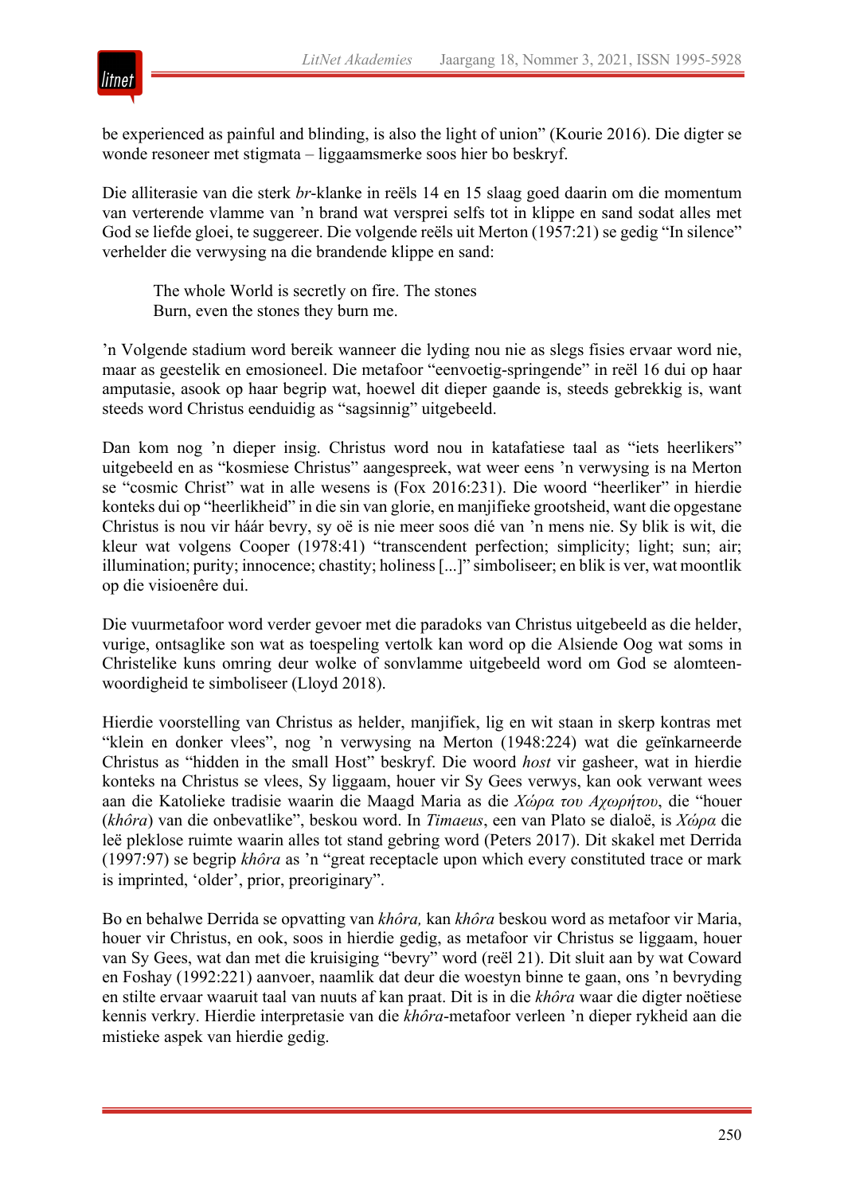be experienced as painful and blinding, is also the light of union" (Kourie 2016). Die digter se wonde resoneer met stigmata – liggaamsmerke soos hier bo beskryf.

Die alliterasie van die sterk *br*-klanke in reëls 14 en 15 slaag goed daarin om die momentum van verterende vlamme van 'n brand wat versprei selfs tot in klippe en sand sodat alles met God se liefde gloei, te suggereer. Die volgende reëls uit Merton (1957:21) se gedig "In silence" verhelder die verwysing na die brandende klippe en sand:

> The whole World is secretly on fire. The stones
> Burn, even the stones they burn me.

'n Volgende stadium word bereik wanneer die lyding nou nie as slegs fisies ervaar word nie, maar as geestelik en emosioneel. Die metafoor "eenvoetig-springende" in reël 16 dui op haar amputasie, asook op haar begrip wat, hoewel dit dieper gaande is, steeds gebrekkig is, want steeds word Christus eenduidig as "sagsinnig" uitgebeeld.

Dan kom nog 'n dieper insig. Christus word nou in katafatiese taal as "iets heerlikers" uitgebeeld en as "kosmiese Christus" aangespreek, wat weer eens 'n verwysing is na Merton se "cosmic Christ" wat in alle wesens is (Fox 2016:231). Die woord "heerliker" in hierdie konteks dui op "heerlikheid" in die sin van glorie, en manjifieke grootsheid, want die opgestane Christus is nou vir háár bevry, sy oë is nie meer soos dié van 'n mens nie. Sy blik is wit, die kleur wat volgens Cooper (1978:41) "transcendent perfection; simplicity; light; sun; air; illumination; purity; innocence; chastity; holiness [...]" simboliseer; en blik is ver, wat moontlik op die visioenêre dui.

Die vuurmetafoor word verder gevoer met die paradoks van Christus uitgebeeld as die helder, vurige, ontsaglike son wat as toespeling vertolk kan word op die Alsiende Oog wat soms in Christelike kuns omring deur wolke of sonvlamme uitgebeeld word om God se alomteenwoordigheid te simboliseer (Lloyd 2018).

Hierdie voorstelling van Christus as helder, manjifiek, lig en wit staan in skerp kontras met "klein en donker vlees", nog 'n verwysing na Merton (1948:224) wat die geïnkarneerde Christus as "hidden in the small Host" beskryf. Die woord *host* vir gasheer, wat in hierdie konteks na Christus se vlees, Sy liggaam, houer vir Sy Gees verwys, kan ook verwant wees aan die Katolieke tradisie waarin die Maagd Maria as die *Χώρα του Αχωρήτου*, die "houer (*khôra*) van die onbevatlike", beskou word. In *Timaeus*, een van Plato se dialoë, is *Χώρα* die leë pleklose ruimte waarin alles tot stand gebring word (Peters 2017). Dit skakel met Derrida (1997:97) se begrip *khôra* as 'n "great receptacle upon which every constituted trace or mark is imprinted, 'older', prior, preoriginary".

Bo en behalwe Derrida se opvatting van *khôra,* kan *khôra* beskou word as metafoor vir Maria, houer vir Christus, en ook, soos in hierdie gedig, as metafoor vir Christus se liggaam, houer van Sy Gees, wat dan met die kruisiging "bevry" word (reël 21). Dit sluit aan by wat Coward en Foshay (1992:221) aanvoer, naamlik dat deur die woestyn binne te gaan, ons 'n bevryding en stilte ervaar waaruit taal van nuuts af kan praat. Dit is in die *khôra* waar die digter noëtiese kennis verkry. Hierdie interpretasie van die *khôra*-metafoor verleen 'n dieper rykheid aan die mistieke aspek van hierdie gedig.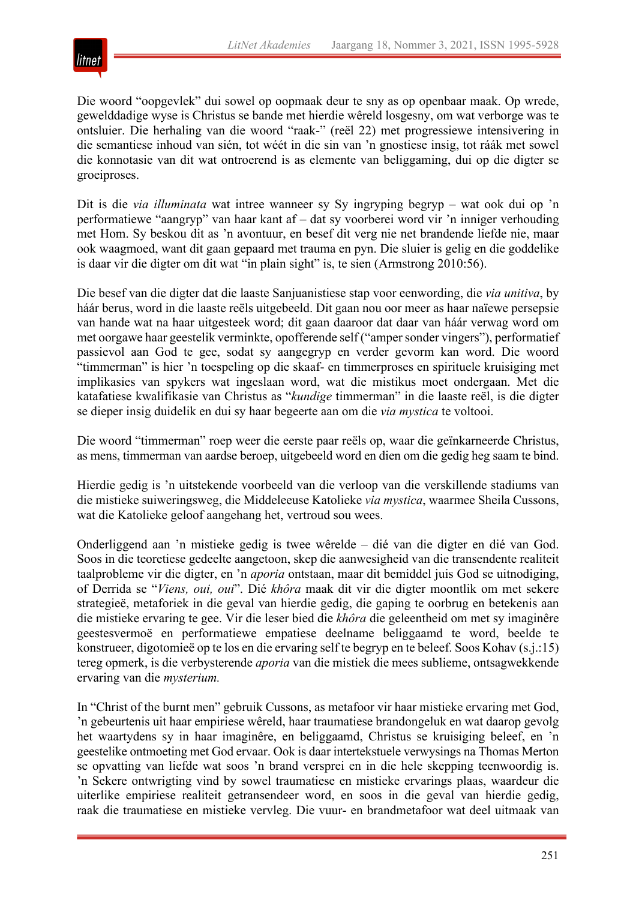Die woord "oopgevlek" dui sowel op oopmaak deur te sny as op openbaar maak. Op wrede, gewelddadige wyse is Christus se bande met hierdie wêreld losgesny, om wat verborge was te ontsluier. Die herhaling van die woord "raak-" (reël 22) met progressiewe intensivering in die semantiese inhoud van sién, tot wéét in die sin van 'n gnostiese insig, tot ráák met sowel die konnotasie van dit wat ontroerend is as elemente van beliggaming, dui op die digter se groeiproses.

Dit is die *via illuminata* wat intree wanneer sy Sy ingryping begryp – wat ook dui op 'n performatiewe "aangryp" van haar kant af – dat sy voorberei word vir 'n inniger verhouding met Hom. Sy beskou dit as 'n avontuur, en besef dit verg nie net brandende liefde nie, maar ook waagmoed, want dit gaan gepaard met trauma en pyn. Die sluier is gelig en die goddelike is daar vir die digter om dit wat "in plain sight" is, te sien (Armstrong 2010:56).

Die besef van die digter dat die laaste Sanjuanistiese stap voor eenwording, die *via unitiva*, by háár berus, word in die laaste reëls uitgebeeld. Dit gaan nou oor meer as haar naïewe persepsie van hande wat na haar uitgesteek word; dit gaan daaroor dat daar van háár verwag word om met oorgawe haar geestelik verminkte, opofferende self ("amper sonder vingers"), performatief passievol aan God te gee, sodat sy aangegryp en verder gevorm kan word. Die woord "timmerman" is hier 'n toespeling op die skaaf- en timmerproses en spirituele kruisiging met implikasies van spykers wat ingeslaan word, wat die mistikus moet ondergaan. Met die katafatiese kwalifikasie van Christus as "*kundige* timmerman" in die laaste reël, is die digter se dieper insig duidelik en dui sy haar begeerte aan om die *via mystica* te voltooi.

Die woord "timmerman" roep weer die eerste paar reëls op, waar die geïnkarneerde Christus, as mens, timmerman van aardse beroep, uitgebeeld word en dien om die gedig heg saam te bind.

Hierdie gedig is 'n uitstekende voorbeeld van die verloop van die verskillende stadiums van die mistieke suiweringsweg, die Middeleeuse Katolieke *via mystica*, waarmee Sheila Cussons, wat die Katolieke geloof aangehang het, vertroud sou wees.

Onderliggend aan 'n mistieke gedig is twee wêrelde – dié van die digter en dié van God. Soos in die teoretiese gedeelte aangetoon, skep die aanwesigheid van die transendente realiteit taalprobleme vir die digter, en 'n *aporia* ontstaan, maar dit bemiddel juis God se uitnodiging, of Derrida se "*Viens, oui, oui*". Dié *khôra* maak dit vir die digter moontlik om met sekere strategieë, metaforiek in die geval van hierdie gedig, die gaping te oorbrug en betekenis aan die mistieke ervaring te gee. Vir die leser bied die *khôra* die geleentheid om met sy imaginêre geestesvermoë en performatiewe empatiese deelname beliggaamd te word, beelde te konstrueer, digotomieë op te los en die ervaring self te begryp en te beleef. Soos Kohav (s.j.:15) tereg opmerk, is die verbysterende *aporia* van die mistiek die mees sublieme, ontsagwekkende ervaring van die *mysterium.*

In "Christ of the burnt men" gebruik Cussons, as metafoor vir haar mistieke ervaring met God, 'n gebeurtenis uit haar empiriese wêreld, haar traumatiese brandongeluk en wat daarop gevolg het waartydens sy in haar imaginêre, en beliggaamd, Christus se kruisiging beleef, en 'n geestelike ontmoeting met God ervaar. Ook is daar intertekstuele verwysings na Thomas Merton se opvatting van liefde wat soos 'n brand versprei en in die hele skepping teenwoordig is. 'n Sekere ontwrigting vind by sowel traumatiese en mistieke ervarings plaas, waardeur die uiterlike empiriese realiteit getransendeer word, en soos in die geval van hierdie gedig, raak die traumatiese en mistieke vervleg. Die vuur- en brandmetafoor wat deel uitmaak van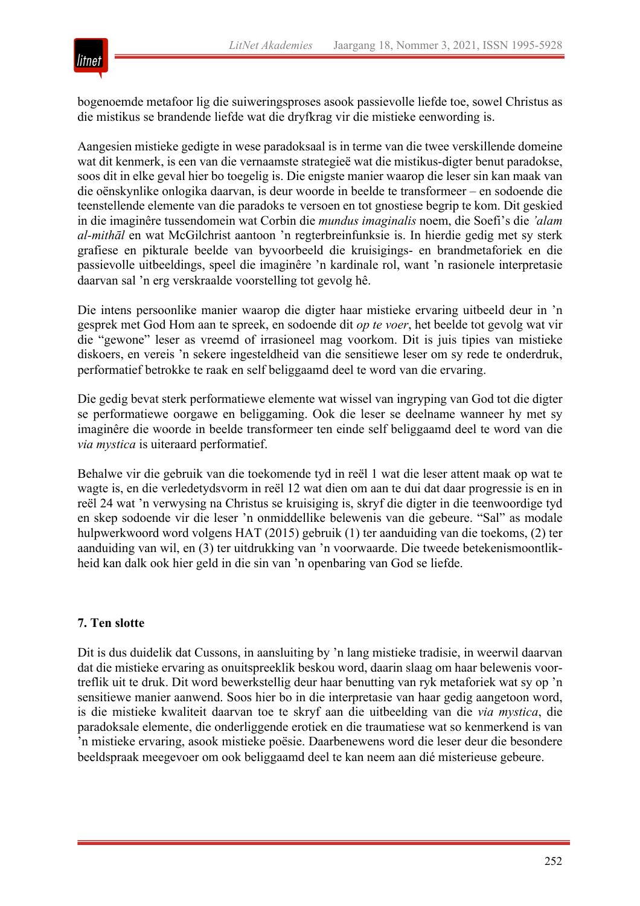bogenoemde metafoor lig die suiweringsproses asook passievolle liefde toe, sowel Christus as die mistikus se brandende liefde wat die dryfkrag vir die mistieke eenwording is.

Aangesien mistieke gedigte in wese paradoksaal is in terme van die twee verskillende domeine wat dit kenmerk, is een van die vernaamste strategieë wat die mistikus-digter benut paradokse, soos dit in elke geval hier bo toegelig is. Die enigste manier waarop die leser sin kan maak van die oënskynlike onlogika daarvan, is deur woorde in beelde te transformeer – en sodoende die teenstellende elemente van die paradoks te versoen en tot gnostiese begrip te kom. Dit geskied in die imaginêre tussendomein wat Corbin die *mundus imaginalis* noem, die Soefi's die *'alam al-mithāl* en wat McGilchrist aantoon 'n regterbreinfunksie is. In hierdie gedig met sy sterk grafiese en pikturale beelde van byvoorbeeld die kruisigings- en brandmetaforiek en die passievolle uitbeeldings, speel die imaginêre 'n kardinale rol, want 'n rasionele interpretasie daarvan sal 'n erg verskraalde voorstelling tot gevolg hê.

Die intens persoonlike manier waarop die digter haar mistieke ervaring uitbeeld deur in 'n gesprek met God Hom aan te spreek, en sodoende dit *op te voer*, het beelde tot gevolg wat vir die "gewone" leser as vreemd of irrasioneel mag voorkom. Dit is juis tipies van mistieke diskoers, en vereis 'n sekere ingesteldheid van die sensitiewe leser om sy rede te onderdruk, performatief betrokke te raak en self beliggaamd deel te word van die ervaring.

Die gedig bevat sterk performatiewe elemente wat wissel van ingryping van God tot die digter se performatiewe oorgawe en beliggaming. Ook die leser se deelname wanneer hy met sy imaginêre die woorde in beelde transformeer ten einde self beliggaamd deel te word van die *via mystica* is uiteraard performatief.

Behalwe vir die gebruik van die toekomende tyd in reël 1 wat die leser attent maak op wat te wagte is, en die verledetydsvorm in reël 12 wat dien om aan te dui dat daar progressie is en in reël 24 wat 'n verwysing na Christus se kruisiging is, skryf die digter in die teenwoordige tyd en skep sodoende vir die leser 'n onmiddellike belewenis van die gebeure. "Sal" as modale hulpwerkwoord word volgens HAT (2015) gebruik (1) ter aanduiding van die toekoms, (2) ter aanduiding van wil, en (3) ter uitdrukking van 'n voorwaarde. Die tweede betekenismoontlikheid kan dalk ook hier geld in die sin van 'n openbaring van God se liefde.

### 7. Ten slotte

Dit is dus duidelik dat Cussons, in aansluiting by 'n lang mistieke tradisie, in weerwil daarvan dat die mistieke ervaring as onuitspreeklik beskou word, daarin slaag om haar belewenis voortreflik uit te druk. Dit word bewerkstellig deur haar benutting van ryk metaforiek wat sy op 'n sensitiewe manier aanwend. Soos hier bo in die interpretasie van haar gedig aangetoon word, is die mistieke kwaliteit daarvan toe te skryf aan die uitbeelding van die *via mystica*, die paradoksale elemente, die onderliggende erotiek en die traumatiese wat so kenmerkend is van 'n mistieke ervaring, asook mistieke poësie. Daarbenewens word die leser deur die besondere beeldspraak meegevoer om ook beliggaamd deel te kan neem aan dié misterieuse gebeure.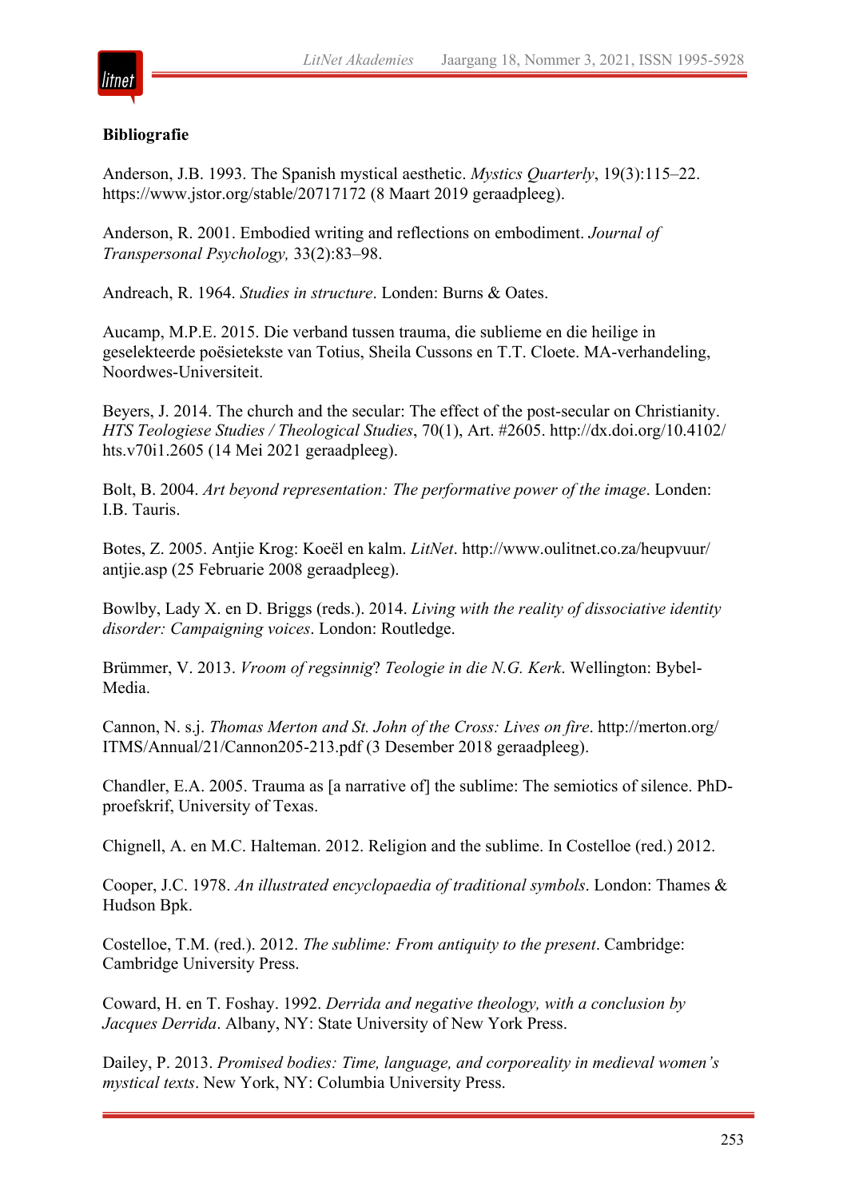**Bibliografie**

Anderson, J.B. 1993. The Spanish mystical aesthetic. *Mystics Quarterly*, 19(3):115–22. https://www.jstor.org/stable/20717172 (8 Maart 2019 geraadpleeg).

Anderson, R. 2001. Embodied writing and reflections on embodiment. *Journal of Transpersonal Psychology,* 33(2):83–98.

Andreach, R. 1964. *Studies in structure*. Londen: Burns & Oates.

Aucamp, M.P.E. 2015. Die verband tussen trauma, die sublieme en die heilige in geselekteerde poësietekste van Totius, Sheila Cussons en T.T. Cloete. MA-verhandeling, Noordwes-Universiteit.

Beyers, J. 2014. The church and the secular: The effect of the post-secular on Christianity. *HTS Teologiese Studies / Theological Studies*, 70(1), Art. #2605. http://dx.doi.org/10.4102/hts.v70i1.2605 (14 Mei 2021 geraadpleeg).

Bolt, B. 2004. *Art beyond representation: The performative power of the image*. Londen: I.B. Tauris.

Botes, Z. 2005. Antjie Krog: Koeël en kalm. *LitNet*. http://www.oulitnet.co.za/heupvuur/antjie.asp (25 Februarie 2008 geraadpleeg).

Bowlby, Lady X. en D. Briggs (reds.). 2014. *Living with the reality of dissociative identity disorder: Campaigning voices*. London: Routledge.

Brümmer, V. 2013. *Vroom of regsinnig*? *Teologie in die N.G. Kerk*. Wellington: Bybel-Media.

Cannon, N. s.j. *Thomas Merton and St. John of the Cross: Lives on fire*. http://merton.org/ITMS/Annual/21/Cannon205-213.pdf (3 Desember 2018 geraadpleeg).

Chandler, E.A. 2005. Trauma as [a narrative of] the sublime: The semiotics of silence. PhD-proefskrif, University of Texas.

Chignell, A. en M.C. Halteman. 2012. Religion and the sublime. In Costelloe (red.) 2012.

Cooper, J.C. 1978. *An illustrated encyclopaedia of traditional symbols*. London: Thames & Hudson Bpk.

Costelloe, T.M. (red.). 2012. *The sublime: From antiquity to the present*. Cambridge: Cambridge University Press.

Coward, H. en T. Foshay. 1992. *Derrida and negative theology, with a conclusion by Jacques Derrida*. Albany, NY: State University of New York Press.

Dailey, P. 2013. *Promised bodies: Time, language, and corporeality in medieval women's mystical texts*. New York, NY: Columbia University Press.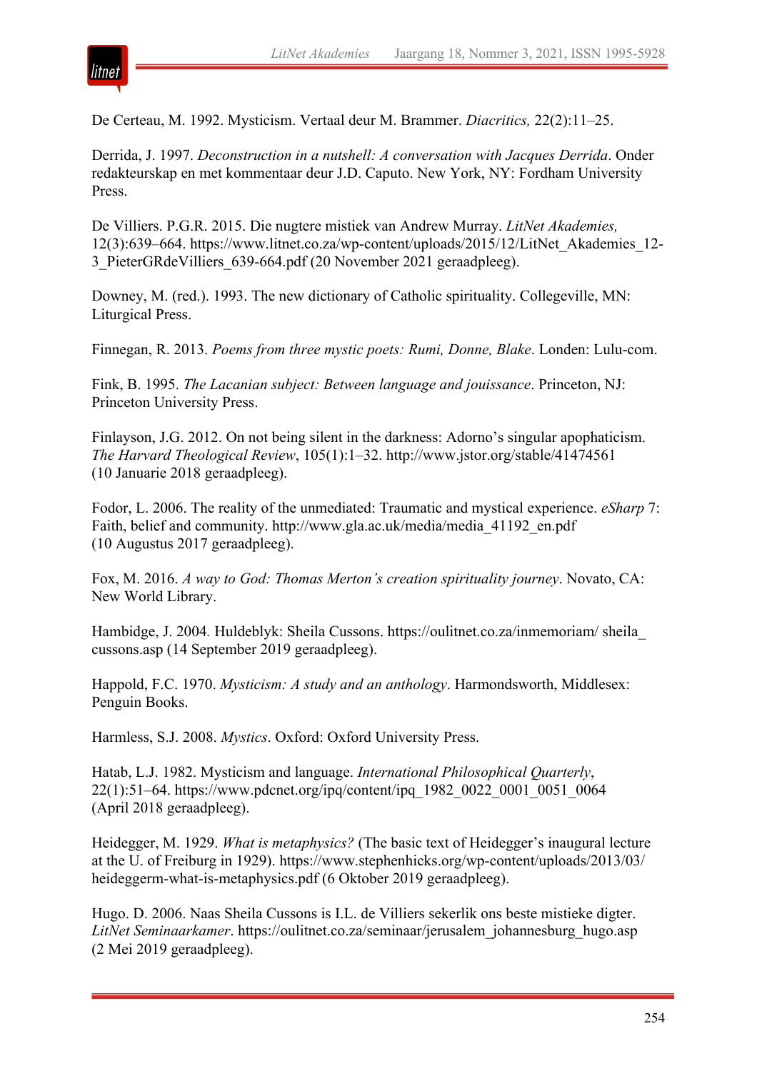De Certeau, M. 1992. Mysticism. Vertaal deur M. Brammer. *Diacritics,* 22(2):11–25.

Derrida, J. 1997. *Deconstruction in a nutshell: A conversation with Jacques Derrida*. Onder redakteurskap en met kommentaar deur J.D. Caputo. New York, NY: Fordham University Press.

De Villiers. P.G.R. 2015. Die nugtere mistiek van Andrew Murray. *LitNet Akademies,* 12(3):639–664. https://www.litnet.co.za/wp-content/uploads/2015/12/LitNet_Akademies_12-3_PieterGRdeVilliers_639-664.pdf (20 November 2021 geraadpleeg).

Downey, M. (red.). 1993. The new dictionary of Catholic spirituality. Collegeville, MN: Liturgical Press.

Finnegan, R. 2013. *Poems from three mystic poets: Rumi, Donne, Blake*. Londen: Lulu-com.

Fink, B. 1995. *The Lacanian subject: Between language and jouissance*. Princeton, NJ: Princeton University Press.

Finlayson, J.G. 2012. On not being silent in the darkness: Adorno's singular apophaticism. *The Harvard Theological Review*, 105(1):1–32. http://www.jstor.org/stable/41474561 (10 Januarie 2018 geraadpleeg).

Fodor, L. 2006. The reality of the unmediated: Traumatic and mystical experience. *eSharp* 7: Faith, belief and community. http://www.gla.ac.uk/media/media_41192_en.pdf (10 Augustus 2017 geraadpleeg).

Fox, M. 2016. *A way to God: Thomas Merton's creation spirituality journey*. Novato, CA: New World Library.

Hambidge, J. 2004. Huldeblyk: Sheila Cussons. https://oulitnet.co.za/inmemoriam/ sheila_ cussons.asp (14 September 2019 geraadpleeg).

Happold, F.C. 1970. *Mysticism: A study and an anthology*. Harmondsworth, Middlesex: Penguin Books.

Harmless, S.J. 2008. *Mystics*. Oxford: Oxford University Press.

Hatab, L.J. 1982. Mysticism and language. *International Philosophical Quarterly*, 22(1):51–64. https://www.pdcnet.org/ipq/content/ipq_1982_0022_0001_0051_0064 (April 2018 geraadpleeg).

Heidegger, M. 1929. *What is metaphysics?* (The basic text of Heidegger's inaugural lecture at the U. of Freiburg in 1929). https://www.stephenhicks.org/wp-content/uploads/2013/03/ heideggerm-what-is-metaphysics.pdf (6 Oktober 2019 geraadpleeg).

Hugo. D. 2006. Naas Sheila Cussons is I.L. de Villiers sekerlik ons beste mistieke digter. *LitNet Seminaarkamer*. https://oulitnet.co.za/seminaar/jerusalem_johannesburg_hugo.asp (2 Mei 2019 geraadpleeg).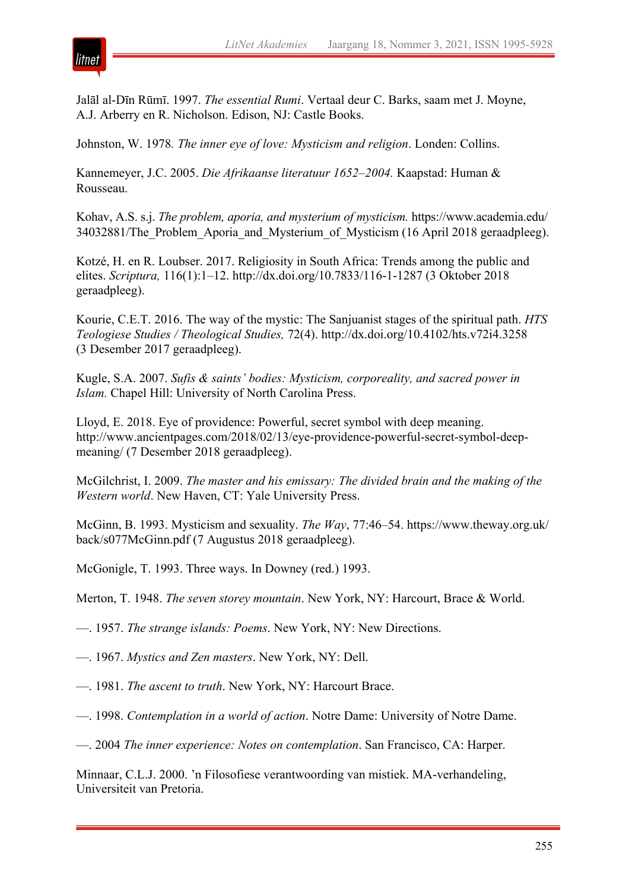Jalāl al-Dīn Rūmī. 1997. *The essential Rumi*. Vertaal deur C. Barks, saam met J. Moyne, A.J. Arberry en R. Nicholson. Edison, NJ: Castle Books.

Johnston, W. 1978*. The inner eye of love: Mysticism and religion*. Londen: Collins.

Kannemeyer, J.C. 2005. *Die Afrikaanse literatuur 1652–2004.* Kaapstad: Human & Rousseau.

Kohav, A.S. s.j. *The problem, aporia, and mysterium of mysticism.* https://www.academia.edu/34032881/The_Problem_Aporia_and_Mysterium_of_Mysticism (16 April 2018 geraadpleeg).

Kotzé, H. en R. Loubser. 2017. Religiosity in South Africa: Trends among the public and elites. *Scriptura,* 116(1):1–12. http://dx.doi.org/10.7833/116-1-1287 (3 Oktober 2018 geraadpleeg).

Kourie, C.E.T. 2016. The way of the mystic: The Sanjuanist stages of the spiritual path. *HTS Teologiese Studies / Theological Studies,* 72(4). http://dx.doi.org/10.4102/hts.v72i4.3258 (3 Desember 2017 geraadpleeg).

Kugle, S.A. 2007. *Sufis & saints' bodies: Mysticism, corporeality, and sacred power in Islam.* Chapel Hill: University of North Carolina Press.

Lloyd, E. 2018. Eye of providence: Powerful, secret symbol with deep meaning. http://www.ancientpages.com/2018/02/13/eye-providence-powerful-secret-symbol-deep-meaning/ (7 Desember 2018 geraadpleeg).

McGilchrist, I. 2009. *The master and his emissary: The divided brain and the making of the Western world*. New Haven, CT: Yale University Press.

McGinn, B. 1993. Mysticism and sexuality. *The Way*, 77:46–54. https://www.theway.org.uk/back/s077McGinn.pdf (7 Augustus 2018 geraadpleeg).

McGonigle, T. 1993. Three ways. In Downey (red.) 1993.

Merton, T. 1948. *The seven storey mountain*. New York, NY: Harcourt, Brace & World.

—. 1957. *The strange islands: Poems*. New York, NY: New Directions.

—. 1967. *Mystics and Zen masters*. New York, NY: Dell.

—. 1981. *The ascent to truth*. New York, NY: Harcourt Brace.

—. 1998. *Contemplation in a world of action*. Notre Dame: University of Notre Dame.

—. 2004 *The inner experience: Notes on contemplation*. San Francisco, CA: Harper.

Minnaar, C.L.J. 2000. ’n Filosofiese verantwoording van mistiek. MA-verhandeling, Universiteit van Pretoria.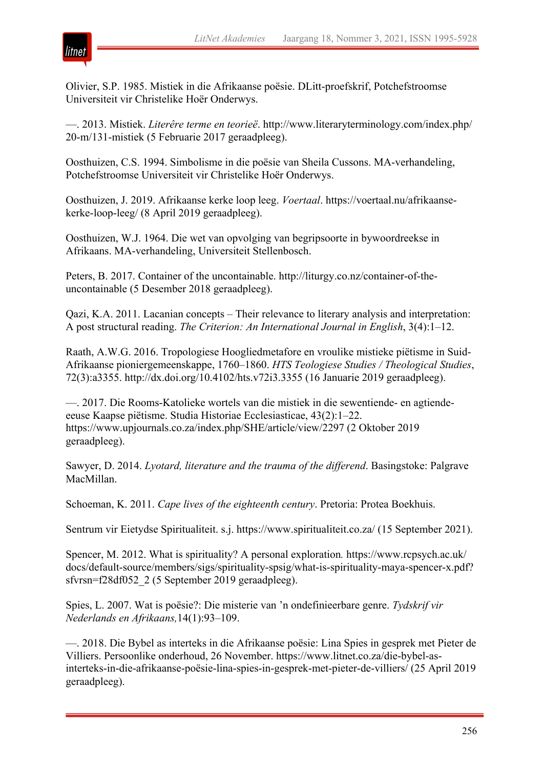Olivier, S.P. 1985. Mistiek in die Afrikaanse poësie. DLitt-proefskrif, Potchefstroomse Universiteit vir Christelike Hoër Onderwys.

—. 2013. Mistiek. *Literêre terme en teorieë*. http://www.literaryterminology.com/index.php/20-m/131-mistiek (5 Februarie 2017 geraadpleeg).

Oosthuizen, C.S. 1994. Simbolisme in die poësie van Sheila Cussons. MA-verhandeling, Potchefstroomse Universiteit vir Christelike Hoër Onderwys.

Oosthuizen, J. 2019. Afrikaanse kerke loop leeg. *Voertaal*. https://voertaal.nu/afrikaanse-kerke-loop-leeg/ (8 April 2019 geraadpleeg).

Oosthuizen, W.J. 1964. Die wet van opvolging van begripsoorte in bywoordreekse in Afrikaans. MA-verhandeling, Universiteit Stellenbosch.

Peters, B. 2017. Container of the uncontainable. http://liturgy.co.nz/container-of-the-uncontainable (5 Desember 2018 geraadpleeg).

Qazi, K.A. 2011. Lacanian concepts – Their relevance to literary analysis and interpretation: A post structural reading. *The Criterion: An International Journal in English*, 3(4):1–12.

Raath, A.W.G. 2016. Tropologiese Hoogliedmetafore en vroulike mistieke piëtisme in Suid-Afrikaanse pioniergemeenskappe, 1760–1860. *HTS Teologiese Studies / Theological Studies*, 72(3):a3355. http://dx.doi.org/10.4102/hts.v72i3.3355 (16 Januarie 2019 geraadpleeg).

—. 2017. Die Rooms-Katolieke wortels van die mistiek in die sewentiende- en agtiende-eeuse Kaapse piëtisme. Studia Historiae Ecclesiasticae, 43(2):1–22. https://www.upjournals.co.za/index.php/SHE/article/view/2297 (2 Oktober 2019 geraadpleeg).

Sawyer, D. 2014. *Lyotard, literature and the trauma of the differend*. Basingstoke: Palgrave MacMillan.

Schoeman, K. 2011. *Cape lives of the eighteenth century*. Pretoria: Protea Boekhuis.

Sentrum vir Eietydse Spiritualiteit. s.j. https://www.spiritualiteit.co.za/ (15 September 2021).

Spencer, M. 2012. What is spirituality? A personal exploration. https://www.rcpsych.ac.uk/docs/default-source/members/sigs/spirituality-spsig/what-is-spirituality-maya-spencer-x.pdf?sfvrsn=f28df052_2 (5 September 2019 geraadpleeg).

Spies, L. 2007. Wat is poësie?: Die misterie van 'n ondefinieerbare genre. *Tydskrif vir Nederlands en Afrikaans,*14(1):93–109.

—. 2018. Die Bybel as interteks in die Afrikaanse poësie: Lina Spies in gesprek met Pieter de Villiers. Persoonlike onderhoud, 26 November. https://www.litnet.co.za/die-bybel-as-interteks-in-die-afrikaanse-poësie-lina-spies-in-gesprek-met-pieter-de-villiers/ (25 April 2019 geraadpleeg).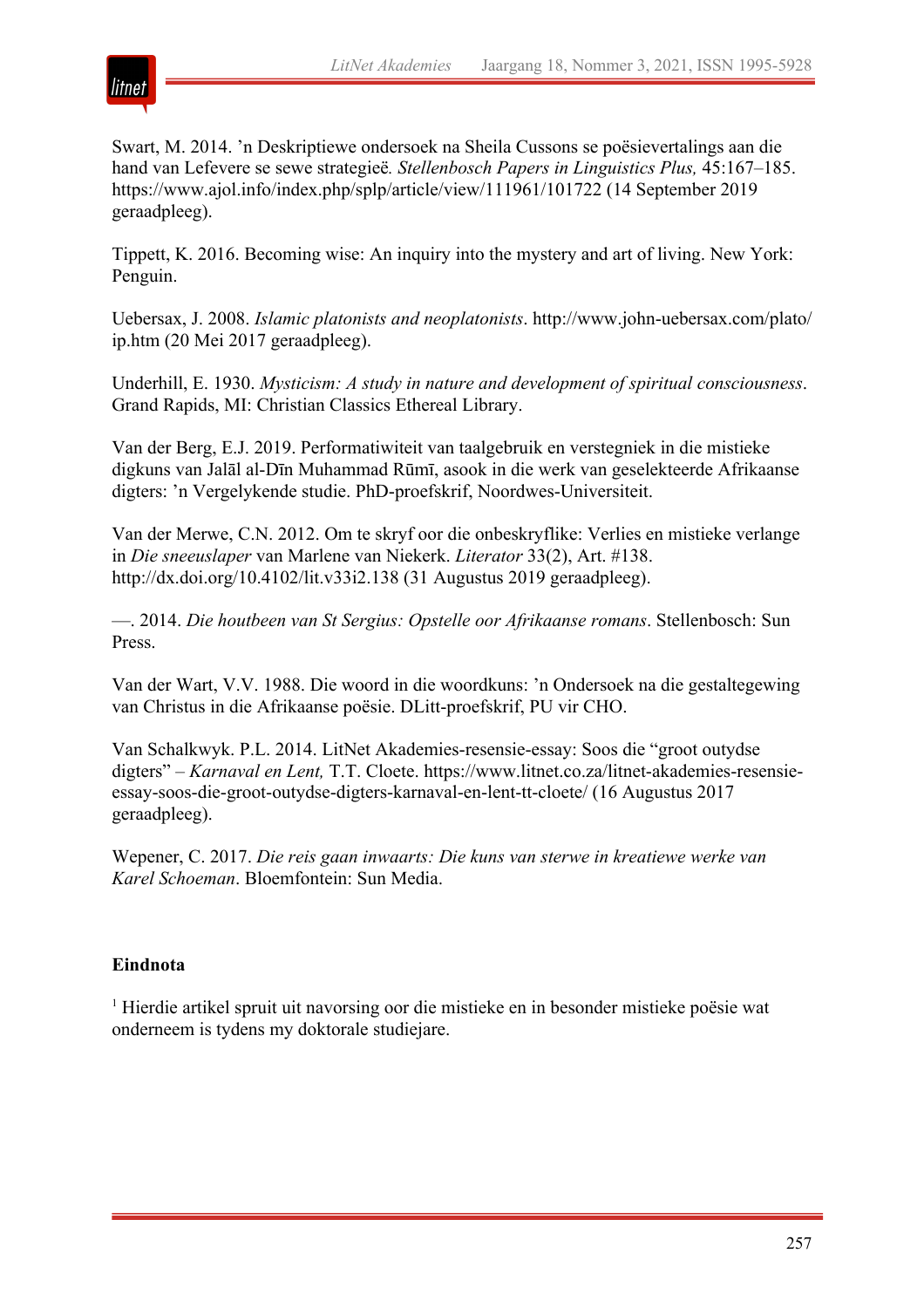Swart, M. 2014. ’n Deskriptiewe ondersoek na Sheila Cussons se poësievertalings aan die hand van Lefevere se sewe strategieë. *Stellenbosch Papers in Linguistics Plus,* 45:167–185. https://www.ajol.info/index.php/splp/article/view/111961/101722 (14 September 2019 geraadpleeg).

Tippett, K. 2016. Becoming wise: An inquiry into the mystery and art of living. New York: Penguin.

Uebersax, J. 2008. *Islamic platonists and neoplatonists*. http://www.john-uebersax.com/plato/ip.htm (20 Mei 2017 geraadpleeg).

Underhill, E. 1930. *Mysticism: A study in nature and development of spiritual consciousness*. Grand Rapids, MI: Christian Classics Ethereal Library.

Van der Berg, E.J. 2019. Performatiwiteit van taalgebruik en verstegniek in die mistieke digkuns van Jalāl al-Dīn Muhammad Rūmī, asook in die werk van geselekteerde Afrikaanse digters: ’n Vergelykende studie. PhD-proefskrif, Noordwes-Universiteit.

Van der Merwe, C.N. 2012. Om te skryf oor die onbeskryflike: Verlies en mistieke verlange in *Die sneeuslaper* van Marlene van Niekerk. *Literator* 33(2), Art. #138. http://dx.doi.org/10.4102/lit.v33i2.138 (31 Augustus 2019 geraadpleeg).

—. 2014. *Die houtbeen van St Sergius: Opstelle oor Afrikaanse romans*. Stellenbosch: Sun Press.

Van der Wart, V.V. 1988. Die woord in die woordkuns: ’n Ondersoek na die gestaltegewing van Christus in die Afrikaanse poësie. DLitt-proefskrif, PU vir CHO.

Van Schalkwyk. P.L. 2014. LitNet Akademies-resensie-essay: Soos die “groot outydse digters” – *Karnaval en Lent,* T.T. Cloete. https://www.litnet.co.za/litnet-akademies-resensie-essay-soos-die-groot-outydse-digters-karnaval-en-lent-tt-cloete/ (16 Augustus 2017 geraadpleeg).

Wepener, C. 2017. *Die reis gaan inwaarts: Die kuns van sterwe in kreatiewe werke van Karel Schoeman*. Bloemfontein: Sun Media.

**Eindnota**

[1] Hierdie artikel spruit uit navorsing oor die mistieke en in besonder mistieke poësie wat onderneem is tydens my doktorale studiejare.